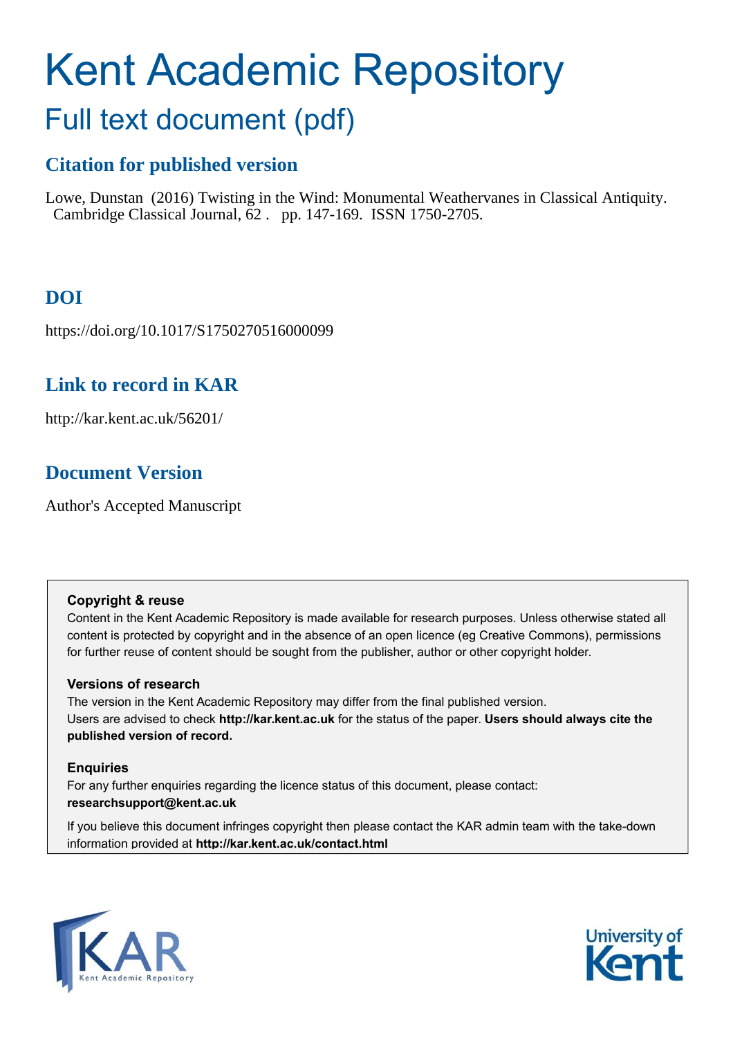# Kent Academic Repository

## Full text document (pdf)

### Citation for published version

Lowe, Dunstan (2016) Twisting in the Wind: Monumental Weathervanes in Classical Antiquity. Cambridge Classical Journal, 62 . pp. 147-169. ISSN 1750-2705.

### DOI

https://doi.org/10.1017/S1750270516000099

### Link to record in KAR

http://kar.kent.ac.uk/56201/

### Document Version

Author's Accepted Manuscript

**Copyright & reuse**

Content in the Kent Academic Repository is made available for research purposes. Unless otherwise stated all content is protected by copyright and in the absence of an open licence (eg Creative Commons), permissions for further reuse of content should be sought from the publisher, author or other copyright holder.

**Versions of research**

The version in the Kent Academic Repository may differ from the final published version.
Users are advised to check **http://kar.kent.ac.uk** for the status of the paper. **Users should always cite the published version of record.**

**Enquiries**

For any further enquiries regarding the licence status of this document, please contact:
**researchsupport@kent.ac.uk**

If you believe this document infringes copyright then please contact the KAR admin team with the take-down information provided at **http://kar.kent.ac.uk/contact.html**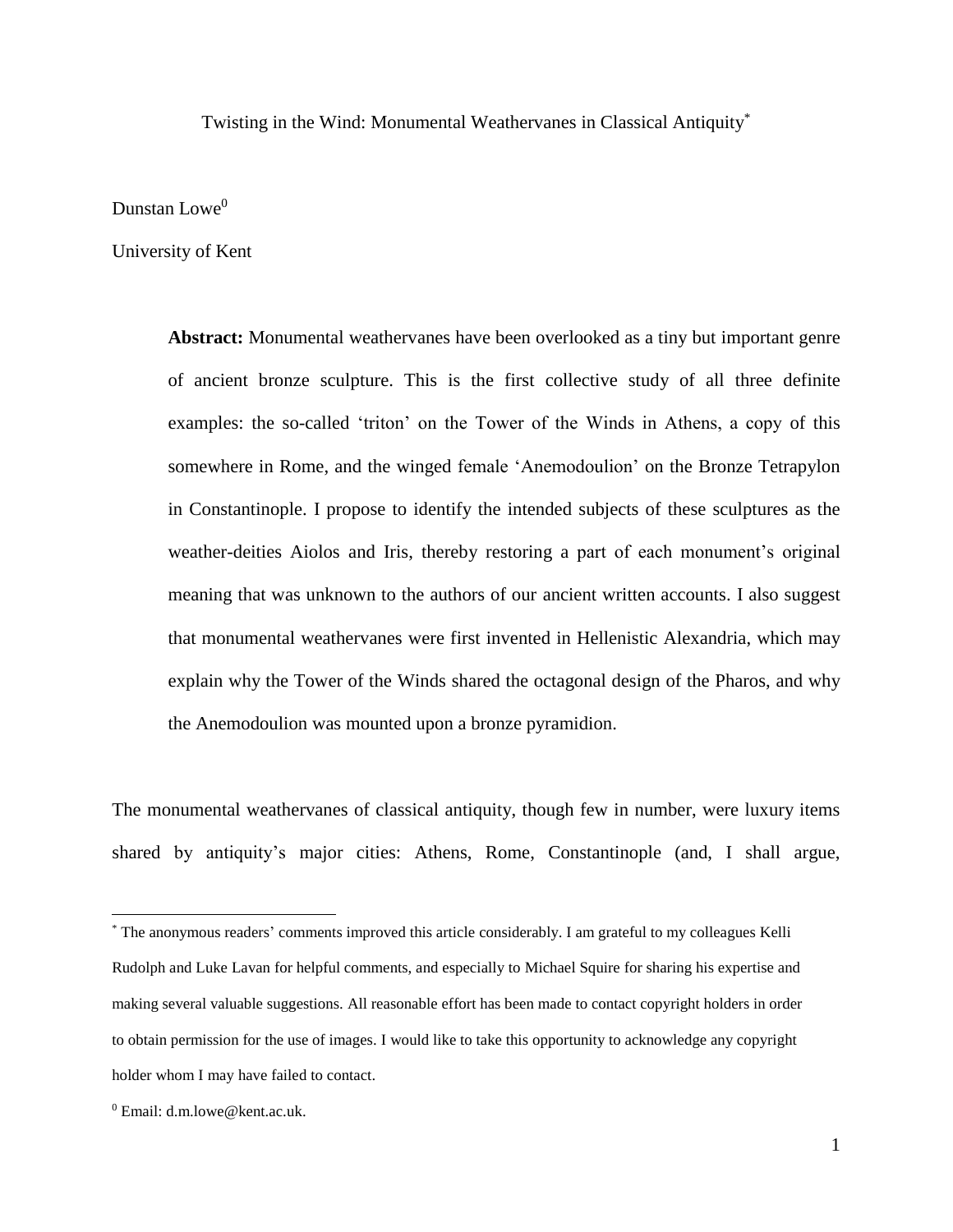Twisting in the Wind: Monumental Weathervanes in Classical Antiquity[*]

Dunstan Lowe[0]

University of Kent

> **Abstract:** Monumental weathervanes have been overlooked as a tiny but important genre of ancient bronze sculpture. This is the first collective study of all three definite examples: the so-called 'triton' on the Tower of the Winds in Athens, a copy of this somewhere in Rome, and the winged female 'Anemodoulion' on the Bronze Tetrapylon in Constantinople. I propose to identify the intended subjects of these sculptures as the weather-deities Aiolos and Iris, thereby restoring a part of each monument's original meaning that was unknown to the authors of our ancient written accounts. I also suggest that monumental weathervanes were first invented in Hellenistic Alexandria, which may explain why the Tower of the Winds shared the octagonal design of the Pharos, and why the Anemodoulion was mounted upon a bronze pyramidion.

The monumental weathervanes of classical antiquity, though few in number, were luxury items shared by antiquity's major cities: Athens, Rome, Constantinople (and, I shall argue,

---

[*] The anonymous readers' comments improved this article considerably. I am grateful to my colleagues Kelli Rudolph and Luke Lavan for helpful comments, and especially to Michael Squire for sharing his expertise and making several valuable suggestions. All reasonable effort has been made to contact copyright holders in order to obtain permission for the use of images. I would like to take this opportunity to acknowledge any copyright holder whom I may have failed to contact.

[0] Email: d.m.lowe@kent.ac.uk.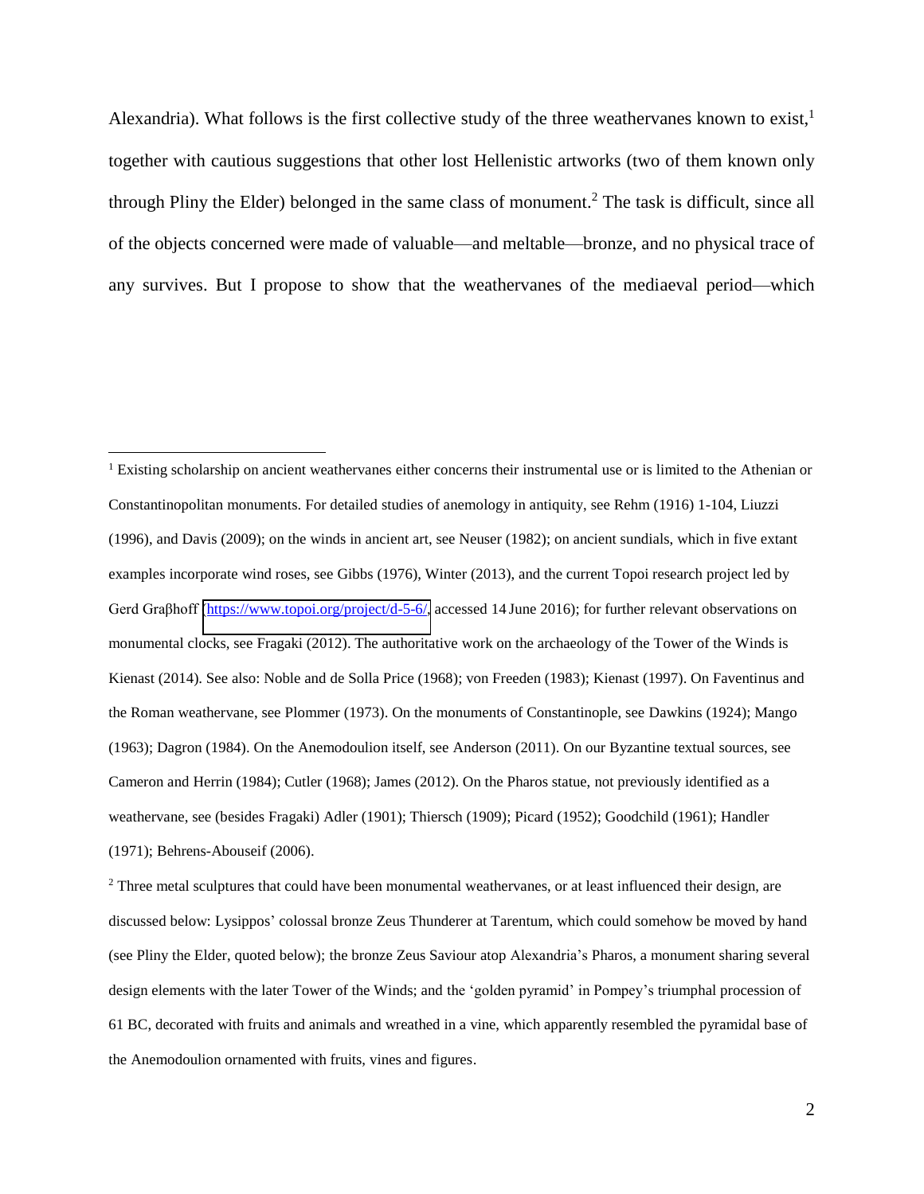Alexandria). What follows is the first collective study of the three weathervanes known to exist,[1] together with cautious suggestions that other lost Hellenistic artworks (two of them known only through Pliny the Elder) belonged in the same class of monument.[2] The task is difficult, since all of the objects concerned were made of valuable—and meltable—bronze, and no physical trace of any survives. But I propose to show that the weathervanes of the mediaeval period—which

---

[1] Existing scholarship on ancient weathervanes either concerns their instrumental use or is limited to the Athenian or Constantinopolitan monuments. For detailed studies of anemology in antiquity, see Rehm (1916) 1-104, Liuzzi (1996), and Davis (2009); on the winds in ancient art, see Neuser (1982); on ancient sundials, which in five extant examples incorporate wind roses, see Gibbs (1976), Winter (2013), and the current Topoi research project led by Gerd Graβhoff (https://www.topoi.org/project/d-5-6/, accessed 14 June 2016); for further relevant observations on monumental clocks, see Fragaki (2012). The authoritative work on the archaeology of the Tower of the Winds is Kienast (2014). See also: Noble and de Solla Price (1968); von Freeden (1983); Kienast (1997). On Faventinus and the Roman weathervane, see Plommer (1973). On the monuments of Constantinople, see Dawkins (1924); Mango (1963); Dagron (1984). On the Anemodoulion itself, see Anderson (2011). On our Byzantine textual sources, see Cameron and Herrin (1984); Cutler (1968); James (2012). On the Pharos statue, not previously identified as a weathervane, see (besides Fragaki) Adler (1901); Thiersch (1909); Picard (1952); Goodchild (1961); Handler (1971); Behrens-Abouseif (2006).

[2] Three metal sculptures that could have been monumental weathervanes, or at least influenced their design, are discussed below: Lysippos' colossal bronze Zeus Thunderer at Tarentum, which could somehow be moved by hand (see Pliny the Elder, quoted below); the bronze Zeus Saviour atop Alexandria's Pharos, a monument sharing several design elements with the later Tower of the Winds; and the 'golden pyramid' in Pompey's triumphal procession of 61 BC, decorated with fruits and animals and wreathed in a vine, which apparently resembled the pyramidal base of the Anemodoulion ornamented with fruits, vines and figures.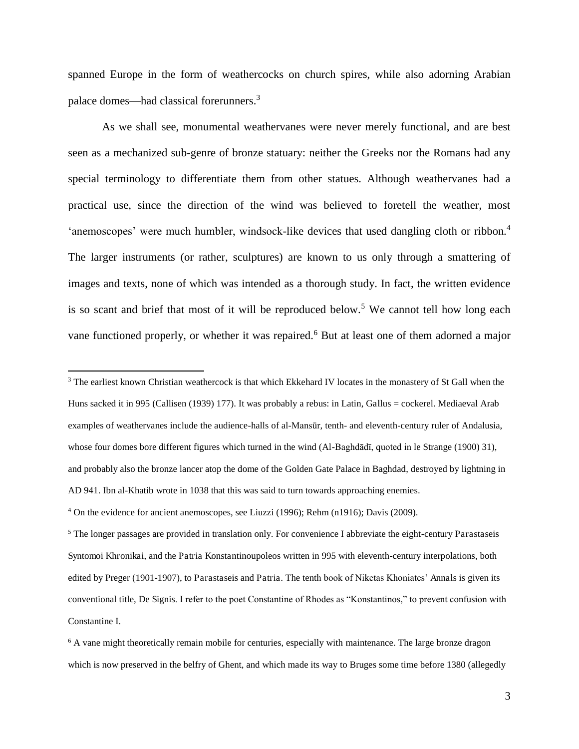spanned Europe in the form of weathercocks on church spires, while also adorning Arabian palace domes—had classical forerunners.[3]

As we shall see, monumental weathervanes were never merely functional, and are best seen as a mechanized sub-genre of bronze statuary: neither the Greeks nor the Romans had any special terminology to differentiate them from other statues. Although weathervanes had a practical use, since the direction of the wind was believed to foretell the weather, most 'anemoscopes' were much humbler, windsock-like devices that used dangling cloth or ribbon.[4] The larger instruments (or rather, sculptures) are known to us only through a smattering of images and texts, none of which was intended as a thorough study. In fact, the written evidence is so scant and brief that most of it will be reproduced below.[5] We cannot tell how long each vane functioned properly, or whether it was repaired.[6] But at least one of them adorned a major

---

[3] The earliest known Christian weathercock is that which Ekkehard IV locates in the monastery of St Gall when the Huns sacked it in 995 (Callisen (1939) 177). It was probably a rebus: in Latin, Gallus = cockerel. Mediaeval Arab examples of weathervanes include the audience-halls of al-Mansūr, tenth- and eleventh-century ruler of Andalusia, whose four domes bore different figures which turned in the wind (Al-Baghdādī, quoted in le Strange (1900) 31), and probably also the bronze lancer atop the dome of the Golden Gate Palace in Baghdad, destroyed by lightning in AD 941. Ibn al-Khatib wrote in 1038 that this was said to turn towards approaching enemies.

[4] On the evidence for ancient anemoscopes, see Liuzzi (1996); Rehm (n1916); Davis (2009).

[5] The longer passages are provided in translation only. For convenience I abbreviate the eight-century Parastaseis Syntomoi Khronikai, and the Patria Konstantinoupoleos written in 995 with eleventh-century interpolations, both edited by Preger (1901-1907), to Parastaseis and Patria. The tenth book of Niketas Khoniates' Annals is given its conventional title, De Signis. I refer to the poet Constantine of Rhodes as "Konstantinos," to prevent confusion with Constantine I.

[6] A vane might theoretically remain mobile for centuries, especially with maintenance. The large bronze dragon which is now preserved in the belfry of Ghent, and which made its way to Bruges some time before 1380 (allegedly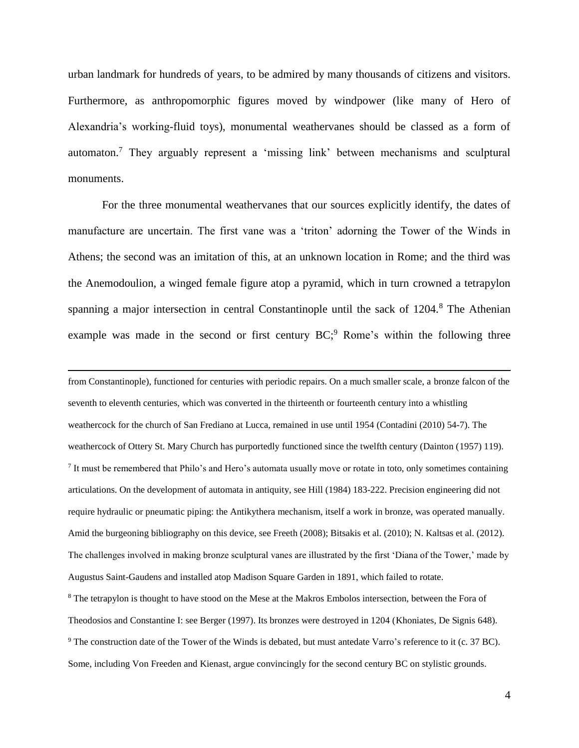urban landmark for hundreds of years, to be admired by many thousands of citizens and visitors. Furthermore, as anthropomorphic figures moved by windpower (like many of Hero of Alexandria's working-fluid toys), monumental weathervanes should be classed as a form of automaton.[7] They arguably represent a 'missing link' between mechanisms and sculptural monuments.

For the three monumental weathervanes that our sources explicitly identify, the dates of manufacture are uncertain. The first vane was a 'triton' adorning the Tower of the Winds in Athens; the second was an imitation of this, at an unknown location in Rome; and the third was the Anemodoulion, a winged female figure atop a pyramid, which in turn crowned a tetrapylon spanning a major intersection in central Constantinople until the sack of 1204.[8] The Athenian example was made in the second or first century BC;[9] Rome's within the following three

---

from Constantinople), functioned for centuries with periodic repairs. On a much smaller scale, a bronze falcon of the seventh to eleventh centuries, which was converted in the thirteenth or fourteenth century into a whistling weathercock for the church of San Frediano at Lucca, remained in use until 1954 (Contadini (2010) 54-7). The weathercock of Ottery St. Mary Church has purportedly functioned since the twelfth century (Dainton (1957) 119).

[7] It must be remembered that Philo's and Hero's automata usually move or rotate in toto, only sometimes containing articulations. On the development of automata in antiquity, see Hill (1984) 183-222. Precision engineering did not require hydraulic or pneumatic piping: the Antikythera mechanism, itself a work in bronze, was operated manually. Amid the burgeoning bibliography on this device, see Freeth (2008); Bitsakis et al. (2010); N. Kaltsas et al. (2012). The challenges involved in making bronze sculptural vanes are illustrated by the first 'Diana of the Tower,' made by Augustus Saint-Gaudens and installed atop Madison Square Garden in 1891, which failed to rotate.

[8] The tetrapylon is thought to have stood on the Mese at the Makros Embolos intersection, between the Fora of Theodosios and Constantine I: see Berger (1997). Its bronzes were destroyed in 1204 (Khoniates, De Signis 648).

[9] The construction date of the Tower of the Winds is debated, but must antedate Varro's reference to it (c. 37 BC). Some, including Von Freeden and Kienast, argue convincingly for the second century BC on stylistic grounds.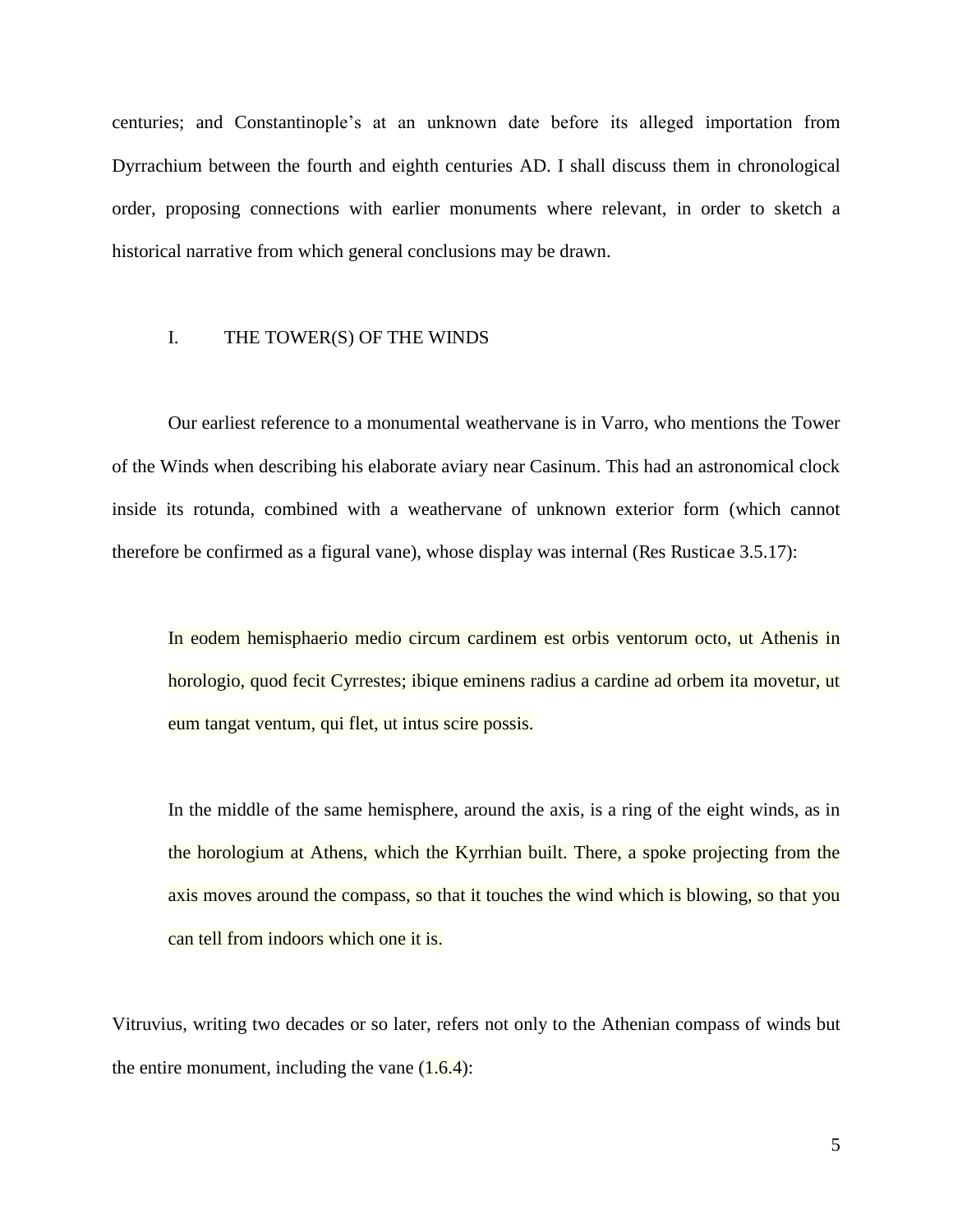centuries; and Constantinople's at an unknown date before its alleged importation from Dyrrachium between the fourth and eighth centuries AD. I shall discuss them in chronological order, proposing connections with earlier monuments where relevant, in order to sketch a historical narrative from which general conclusions may be drawn.

## I. THE TOWER(S) OF THE WINDS

Our earliest reference to a monumental weathervane is in Varro, who mentions the Tower of the Winds when describing his elaborate aviary near Casinum. This had an astronomical clock inside its rotunda, combined with a weathervane of unknown exterior form (which cannot therefore be confirmed as a figural vane), whose display was internal (Res Rusticae 3.5.17):

> In eodem hemisphaerio medio circum cardinem est orbis ventorum octo, ut Athenis in horologio, quod fecit Cyrrestes; ibique eminens radius a cardine ad orbem ita movetur, ut eum tangat ventum, qui flet, ut intus scire possis.

> In the middle of the same hemisphere, around the axis, is a ring of the eight winds, as in the horologium at Athens, which the Kyrrhian built. There, a spoke projecting from the axis moves around the compass, so that it touches the wind which is blowing, so that you can tell from indoors which one it is.

Vitruvius, writing two decades or so later, refers not only to the Athenian compass of winds but the entire monument, including the vane (1.6.4):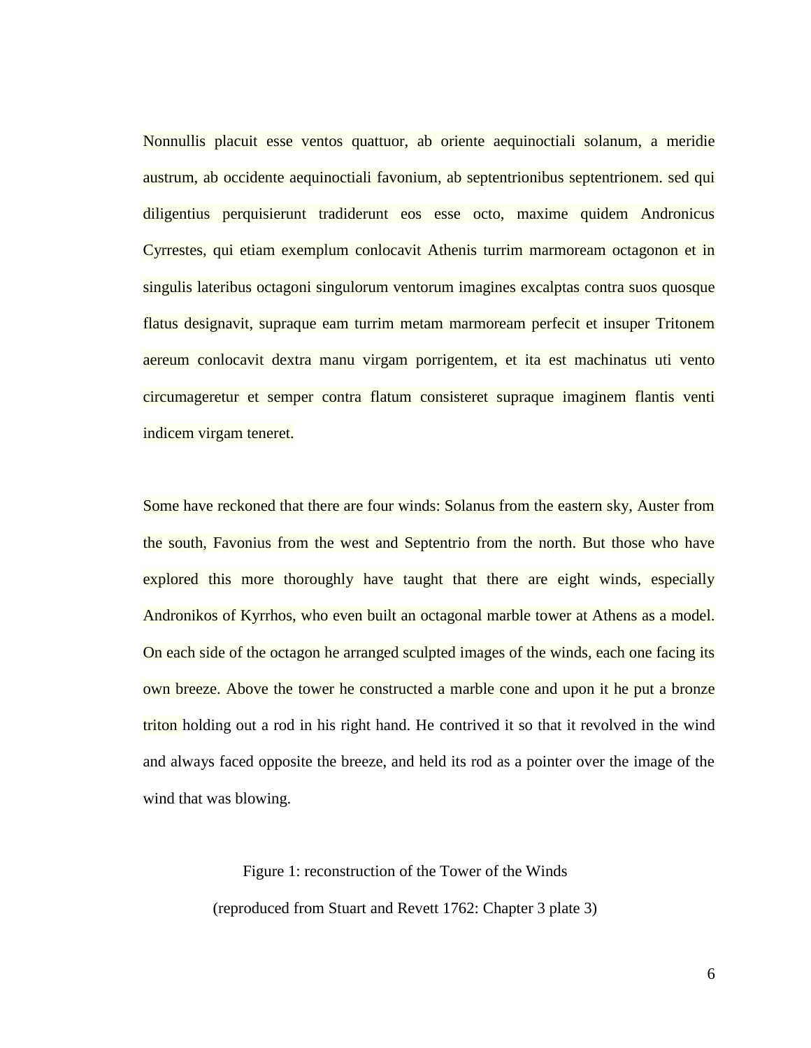Nonnullis placuit esse ventos quattuor, ab oriente aequinoctiali solanum, a meridie austrum, ab occidente aequinoctiali favonium, ab septentrionibus septentrionem. sed qui diligentius perquisierunt tradiderunt eos esse octo, maxime quidem Andronicus Cyrrestes, qui etiam exemplum conlocavit Athenis turrim marmoream octagonon et in singulis lateribus octagoni singulorum ventorum imagines excalptas contra suos quosque flatus designavit, supraque eam turrim metam marmoream perfecit et insuper Tritonem aereum conlocavit dextra manu virgam porrigentem, et ita est machinatus uti vento circumageretur et semper contra flatum consisteret supraque imaginem flantis venti indicem virgam teneret.

Some have reckoned that there are four winds: Solanus from the eastern sky, Auster from the south, Favonius from the west and Septentrio from the north. But those who have explored this more thoroughly have taught that there are eight winds, especially Andronikos of Kyrrhos, who even built an octagonal marble tower at Athens as a model. On each side of the octagon he arranged sculpted images of the winds, each one facing its own breeze. Above the tower he constructed a marble cone and upon it he put a bronze triton holding out a rod in his right hand. He contrived it so that it revolved in the wind and always faced opposite the breeze, and held its rod as a pointer over the image of the wind that was blowing.

Figure 1: reconstruction of the Tower of the Winds

(reproduced from Stuart and Revett 1762: Chapter 3 plate 3)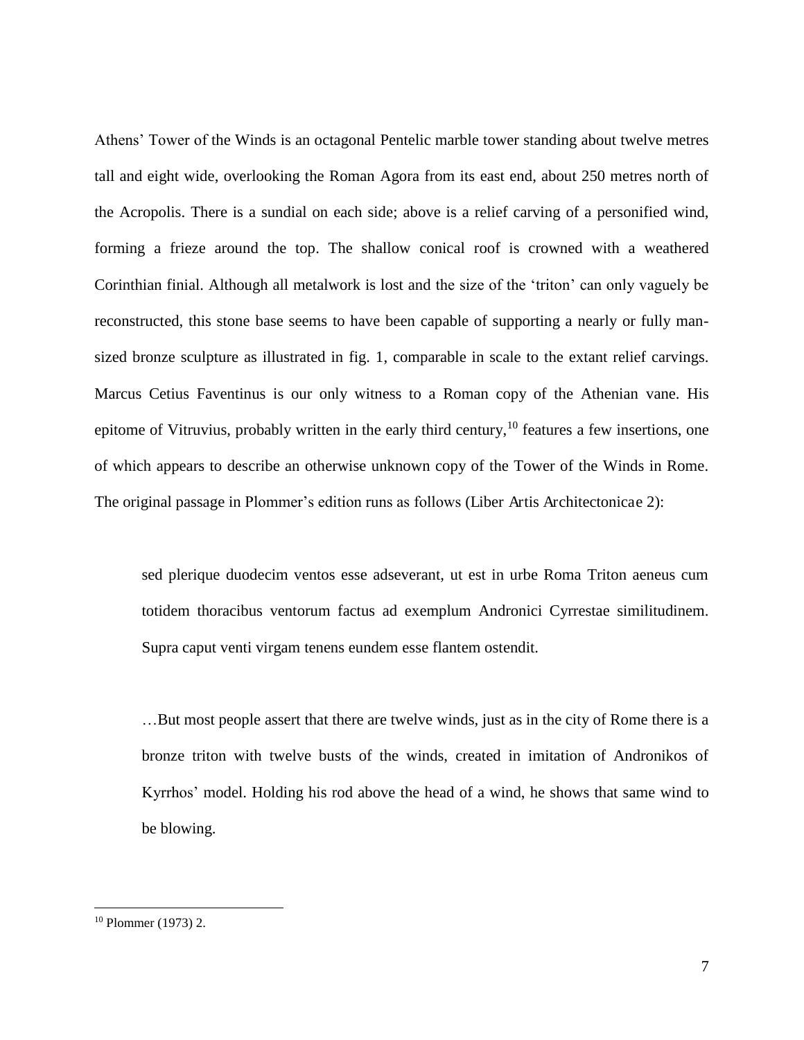Athens' Tower of the Winds is an octagonal Pentelic marble tower standing about twelve metres tall and eight wide, overlooking the Roman Agora from its east end, about 250 metres north of the Acropolis. There is a sundial on each side; above is a relief carving of a personified wind, forming a frieze around the top. The shallow conical roof is crowned with a weathered Corinthian finial. Although all metalwork is lost and the size of the 'triton' can only vaguely be reconstructed, this stone base seems to have been capable of supporting a nearly or fully man-sized bronze sculpture as illustrated in fig. 1, comparable in scale to the extant relief carvings. Marcus Cetius Faventinus is our only witness to a Roman copy of the Athenian vane. His epitome of Vitruvius, probably written in the early third century,[10] features a few insertions, one of which appears to describe an otherwise unknown copy of the Tower of the Winds in Rome. The original passage in Plommer's edition runs as follows (Liber Artis Architectonicae 2):

> sed plerique duodecim ventos esse adseverant, ut est in urbe Roma Triton aeneus cum totidem thoracibus ventorum factus ad exemplum Andronici Cyrrestae similitudinem. Supra caput venti virgam tenens eundem esse flantem ostendit.

> …But most people assert that there are twelve winds, just as in the city of Rome there is a bronze triton with twelve busts of the winds, created in imitation of Andronikos of Kyrrhos' model. Holding his rod above the head of a wind, he shows that same wind to be blowing.

---

[10] Plommer (1973) 2.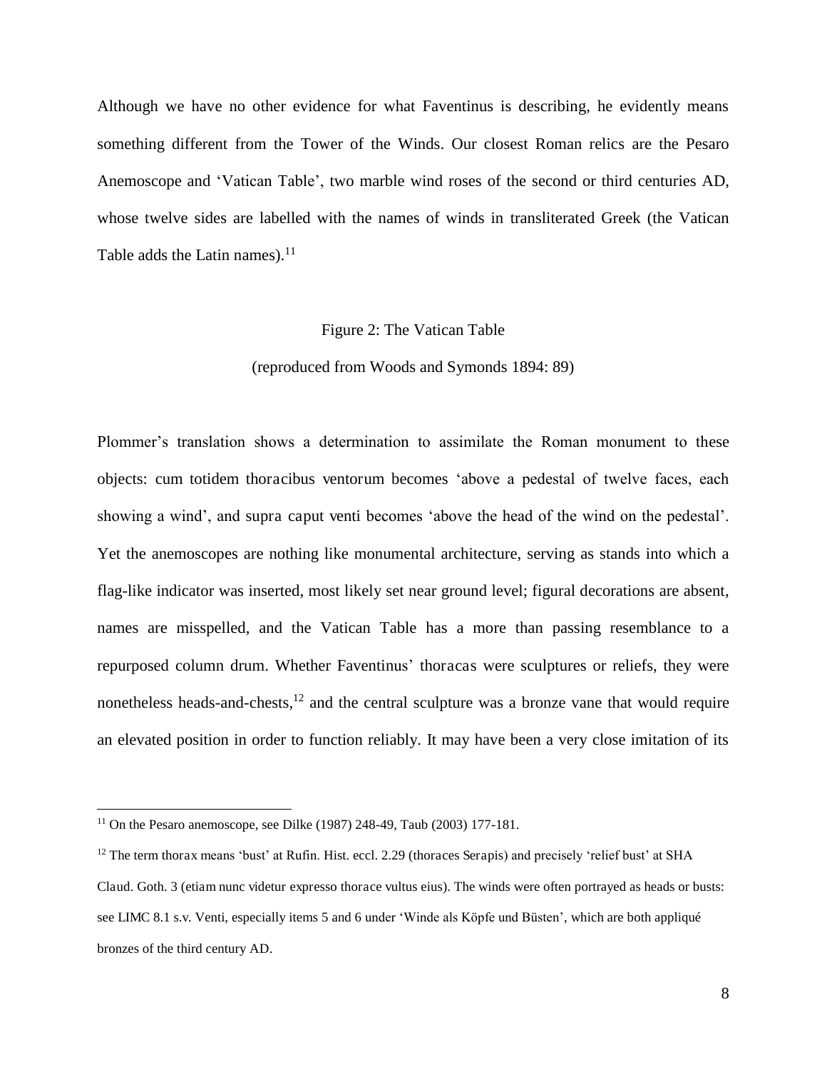Although we have no other evidence for what Faventinus is describing, he evidently means something different from the Tower of the Winds. Our closest Roman relics are the Pesaro Anemoscope and 'Vatican Table', two marble wind roses of the second or third centuries AD, whose twelve sides are labelled with the names of winds in transliterated Greek (the Vatican Table adds the Latin names).[11]

Figure 2: The Vatican Table

(reproduced from Woods and Symonds 1894: 89)

Plommer's translation shows a determination to assimilate the Roman monument to these objects: cum totidem thoracibus ventorum becomes 'above a pedestal of twelve faces, each showing a wind', and supra caput venti becomes 'above the head of the wind on the pedestal'. Yet the anemoscopes are nothing like monumental architecture, serving as stands into which a flag-like indicator was inserted, most likely set near ground level; figural decorations are absent, names are misspelled, and the Vatican Table has a more than passing resemblance to a repurposed column drum. Whether Faventinus' thoracas were sculptures or reliefs, they were nonetheless heads-and-chests,[12] and the central sculpture was a bronze vane that would require an elevated position in order to function reliably. It may have been a very close imitation of its

---

[11] On the Pesaro anemoscope, see Dilke (1987) 248-49, Taub (2003) 177-181.

[12] The term thorax means 'bust' at Rufin. Hist. eccl. 2.29 (thoraces Serapis) and precisely 'relief bust' at SHA Claud. Goth. 3 (etiam nunc videtur expresso thorace vultus eius). The winds were often portrayed as heads or busts: see LIMC 8.1 s.v. Venti, especially items 5 and 6 under 'Winde als Köpfe und Büsten', which are both appliqué bronzes of the third century AD.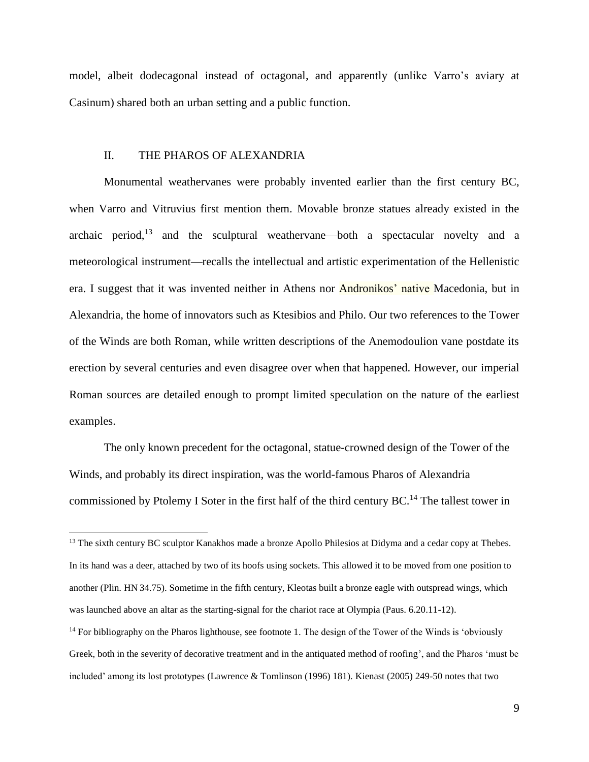model, albeit dodecagonal instead of octagonal, and apparently (unlike Varro's aviary at Casinum) shared both an urban setting and a public function.

## II. THE PHAROS OF ALEXANDRIA

Monumental weathervanes were probably invented earlier than the first century BC, when Varro and Vitruvius first mention them. Movable bronze statues already existed in the archaic period,[13] and the sculptural weathervane—both a spectacular novelty and a meteorological instrument—recalls the intellectual and artistic experimentation of the Hellenistic era. I suggest that it was invented neither in Athens nor Andronikos' native Macedonia, but in Alexandria, the home of innovators such as Ktesibios and Philo. Our two references to the Tower of the Winds are both Roman, while written descriptions of the Anemodoulion vane postdate its erection by several centuries and even disagree over when that happened. However, our imperial Roman sources are detailed enough to prompt limited speculation on the nature of the earliest examples.

The only known precedent for the octagonal, statue-crowned design of the Tower of the Winds, and probably its direct inspiration, was the world-famous Pharos of Alexandria commissioned by Ptolemy I Soter in the first half of the third century BC.[14] The tallest tower in

---

[13] The sixth century BC sculptor Kanakhos made a bronze Apollo Philesios at Didyma and a cedar copy at Thebes. In its hand was a deer, attached by two of its hoofs using sockets. This allowed it to be moved from one position to another (Plin. HN 34.75). Sometime in the fifth century, Kleotas built a bronze eagle with outspread wings, which was launched above an altar as the starting-signal for the chariot race at Olympia (Paus. 6.20.11-12).

[14] For bibliography on the Pharos lighthouse, see footnote 1. The design of the Tower of the Winds is 'obviously Greek, both in the severity of decorative treatment and in the antiquated method of roofing', and the Pharos 'must be included' among its lost prototypes (Lawrence & Tomlinson (1996) 181). Kienast (2005) 249-50 notes that two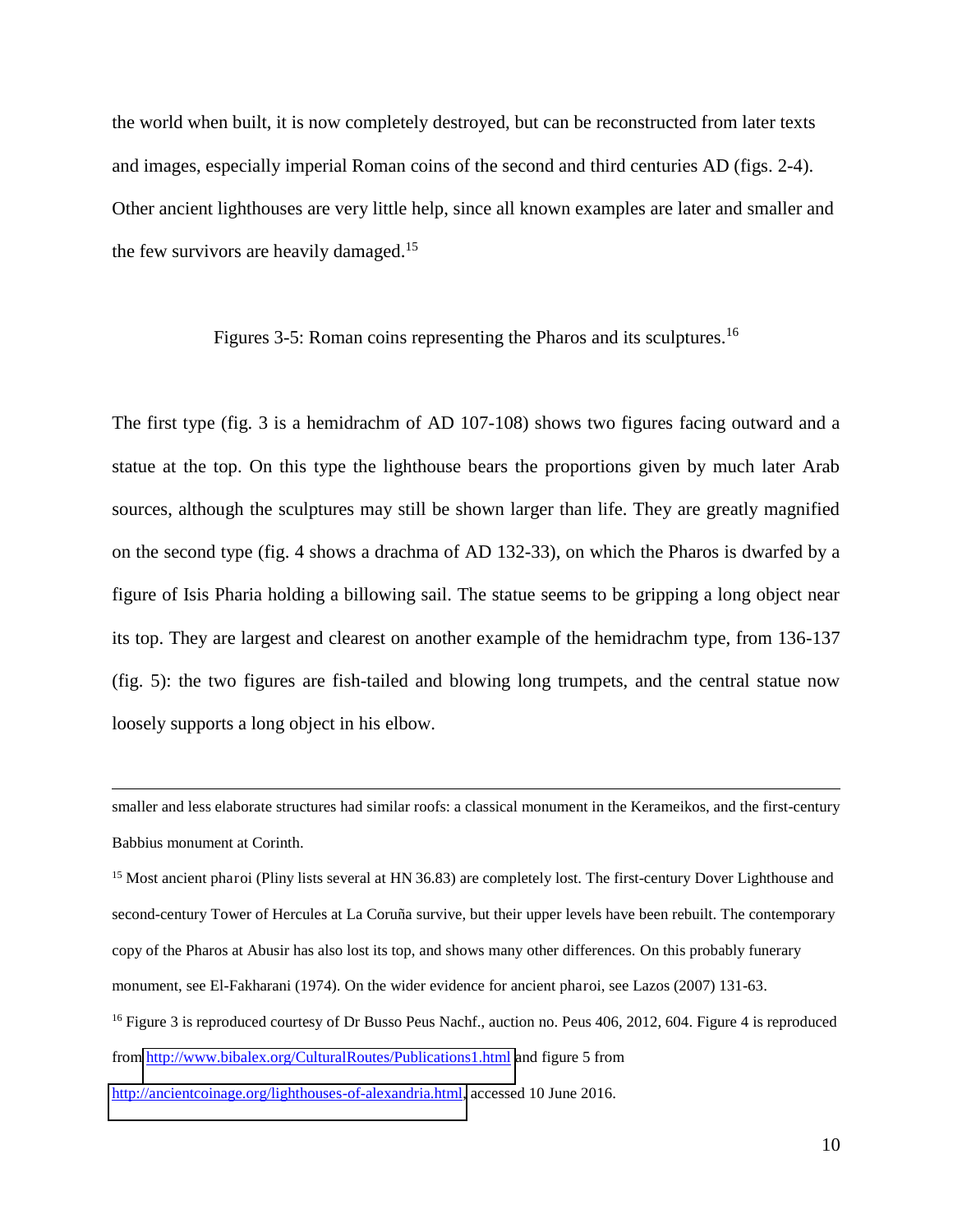the world when built, it is now completely destroyed, but can be reconstructed from later texts and images, especially imperial Roman coins of the second and third centuries AD (figs. 2-4). Other ancient lighthouses are very little help, since all known examples are later and smaller and the few survivors are heavily damaged.[15]

Figures 3-5: Roman coins representing the Pharos and its sculptures.[16]

The first type (fig. 3 is a hemidrachm of AD 107-108) shows two figures facing outward and a statue at the top. On this type the lighthouse bears the proportions given by much later Arab sources, although the sculptures may still be shown larger than life. They are greatly magnified on the second type (fig. 4 shows a drachma of AD 132-33), on which the Pharos is dwarfed by a figure of Isis Pharia holding a billowing sail. The statue seems to be gripping a long object near its top. They are largest and clearest on another example of the hemidrachm type, from 136-137 (fig. 5): the two figures are fish-tailed and blowing long trumpets, and the central statue now loosely supports a long object in his elbow.

---

smaller and less elaborate structures had similar roofs: a classical monument in the Kerameikos, and the first-century Babbius monument at Corinth.

[15] Most ancient *pharoi* (Pliny lists several at HN 36.83) are completely lost. The first-century Dover Lighthouse and second-century Tower of Hercules at La Coruña survive, but their upper levels have been rebuilt. The contemporary copy of the Pharos at Abusir has also lost its top, and shows many other differences. On this probably funerary monument, see El-Fakharani (1974). On the wider evidence for ancient *pharoi*, see Lazos (2007) 131-63.

[16] Figure 3 is reproduced courtesy of Dr Busso Peus Nachf., auction no. Peus 406, 2012, 604. Figure 4 is reproduced from http://www.bibalex.org/CulturalRoutes/Publications1.html and figure 5 from http://ancientcoinage.org/lighthouses-of-alexandria.html, accessed 10 June 2016.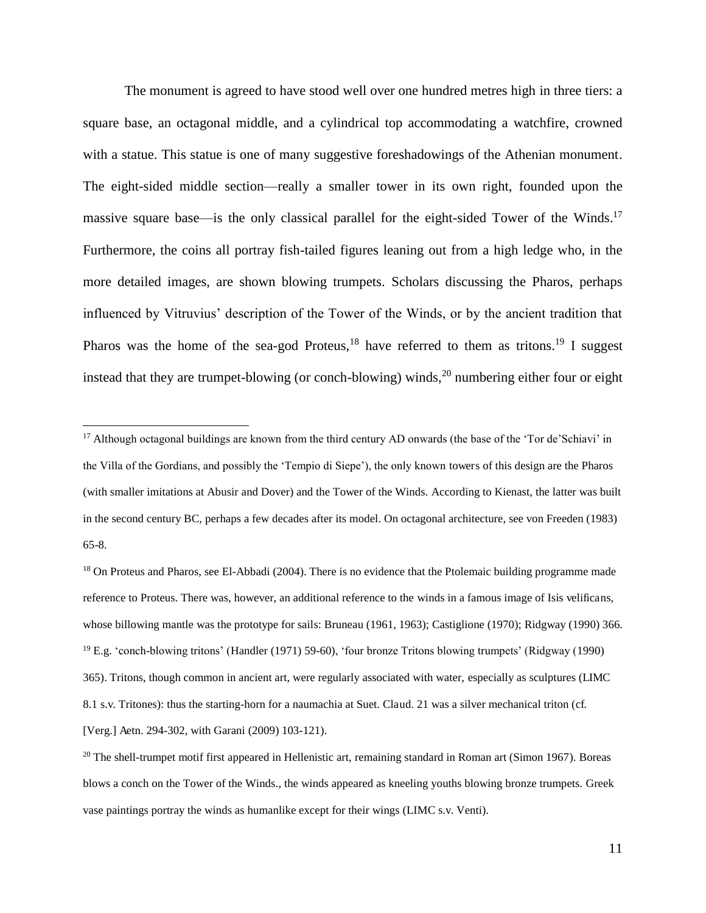The monument is agreed to have stood well over one hundred metres high in three tiers: a square base, an octagonal middle, and a cylindrical top accommodating a watchfire, crowned with a statue. This statue is one of many suggestive foreshadowings of the Athenian monument. The eight-sided middle section—really a smaller tower in its own right, founded upon the massive square base—is the only classical parallel for the eight-sided Tower of the Winds.[17] Furthermore, the coins all portray fish-tailed figures leaning out from a high ledge who, in the more detailed images, are shown blowing trumpets. Scholars discussing the Pharos, perhaps influenced by Vitruvius' description of the Tower of the Winds, or by the ancient tradition that Pharos was the home of the sea-god Proteus,[18] have referred to them as tritons.[19] I suggest instead that they are trumpet-blowing (or conch-blowing) winds,[20] numbering either four or eight

---

[17] Although octagonal buildings are known from the third century AD onwards (the base of the 'Tor de'Schiavi' in the Villa of the Gordians, and possibly the 'Tempio di Siepe'), the only known towers of this design are the Pharos (with smaller imitations at Abusir and Dover) and the Tower of the Winds. According to Kienast, the latter was built in the second century BC, perhaps a few decades after its model. On octagonal architecture, see von Freeden (1983) 65-8.

[18] On Proteus and Pharos, see El-Abbadi (2004). There is no evidence that the Ptolemaic building programme made reference to Proteus. There was, however, an additional reference to the winds in a famous image of Isis velificans, whose billowing mantle was the prototype for sails: Bruneau (1961, 1963); Castiglione (1970); Ridgway (1990) 366.

[19] E.g. 'conch-blowing tritons' (Handler (1971) 59-60), 'four bronze Tritons blowing trumpets' (Ridgway (1990) 365). Tritons, though common in ancient art, were regularly associated with water, especially as sculptures (LIMC 8.1 s.v. Tritones): thus the starting-horn for a naumachia at Suet. Claud. 21 was a silver mechanical triton (cf. [Verg.] Aetn. 294-302, with Garani (2009) 103-121).

[20] The shell-trumpet motif first appeared in Hellenistic art, remaining standard in Roman art (Simon 1967). Boreas blows a conch on the Tower of the Winds., the winds appeared as kneeling youths blowing bronze trumpets. Greek vase paintings portray the winds as humanlike except for their wings (LIMC s.v. Venti).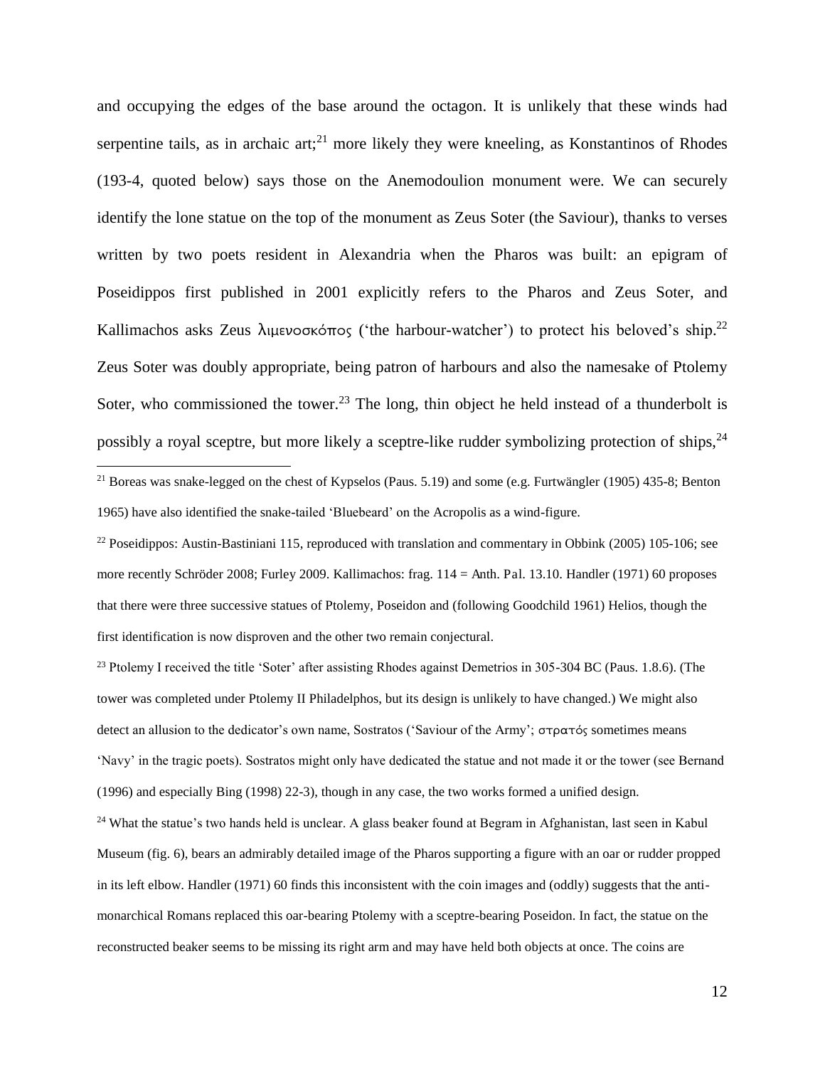and occupying the edges of the base around the octagon. It is unlikely that these winds had serpentine tails, as in archaic art;[21] more likely they were kneeling, as Konstantinos of Rhodes (193-4, quoted below) says those on the Anemodoulion monument were. We can securely identify the lone statue on the top of the monument as Zeus Soter (the Saviour), thanks to verses written by two poets resident in Alexandria when the Pharos was built: an epigram of Poseidippos first published in 2001 explicitly refers to the Pharos and Zeus Soter, and Kallimachos asks Zeus λιμενοσκόπος ('the harbour-watcher') to protect his beloved's ship.[22] Zeus Soter was doubly appropriate, being patron of harbours and also the namesake of Ptolemy Soter, who commissioned the tower.[23] The long, thin object he held instead of a thunderbolt is possibly a royal sceptre, but more likely a sceptre-like rudder symbolizing protection of ships,[24]

---

[21] Boreas was snake-legged on the chest of Kypselos (Paus. 5.19) and some (e.g. Furtwängler (1905) 435-8; Benton 1965) have also identified the snake-tailed 'Bluebeard' on the Acropolis as a wind-figure.

[22] Poseidippos: Austin-Bastiniani 115, reproduced with translation and commentary in Obbink (2005) 105-106; see more recently Schröder 2008; Furley 2009. Kallimachos: frag. 114 = Anth. Pal. 13.10. Handler (1971) 60 proposes that there were three successive statues of Ptolemy, Poseidon and (following Goodchild 1961) Helios, though the first identification is now disproven and the other two remain conjectural.

[23] Ptolemy I received the title 'Soter' after assisting Rhodes against Demetrios in 305-304 BC (Paus. 1.8.6). (The tower was completed under Ptolemy II Philadelphos, but its design is unlikely to have changed.) We might also detect an allusion to the dedicator's own name, Sostratos ('Saviour of the Army'; στρατός sometimes means 'Navy' in the tragic poets). Sostratos might only have dedicated the statue and not made it or the tower (see Bernand (1996) and especially Bing (1998) 22-3), though in any case, the two works formed a unified design.

[24] What the statue's two hands held is unclear. A glass beaker found at Begram in Afghanistan, last seen in Kabul Museum (fig. 6), bears an admirably detailed image of the Pharos supporting a figure with an oar or rudder propped in its left elbow. Handler (1971) 60 finds this inconsistent with the coin images and (oddly) suggests that the anti-monarchical Romans replaced this oar-bearing Ptolemy with a sceptre-bearing Poseidon. In fact, the statue on the reconstructed beaker seems to be missing its right arm and may have held both objects at once. The coins are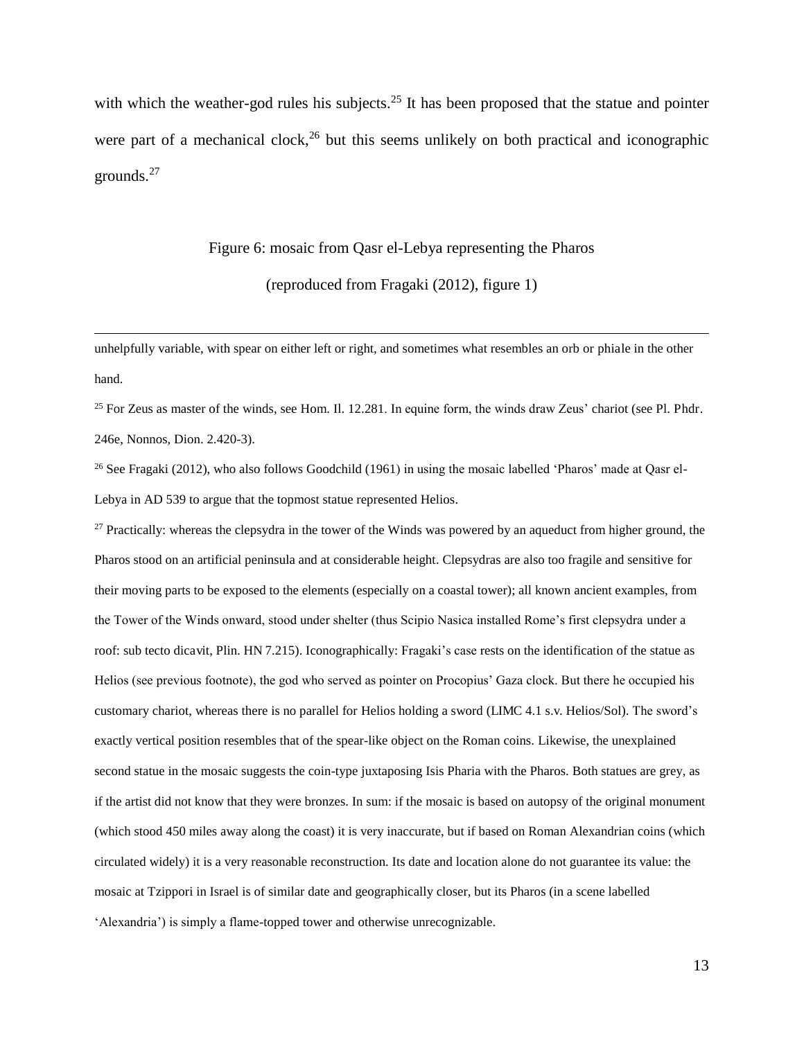with which the weather-god rules his subjects.[25] It has been proposed that the statue and pointer were part of a mechanical clock,[26] but this seems unlikely on both practical and iconographic grounds.[27]

Figure 6: mosaic from Qasr el-Lebya representing the Pharos

(reproduced from Fragaki (2012), figure 1)

---

unhelpfully variable, with spear on either left or right, and sometimes what resembles an orb or phiale in the other hand.

[25] For Zeus as master of the winds, see Hom. Il. 12.281. In equine form, the winds draw Zeus' chariot (see Pl. Phdr. 246e, Nonnos, Dion. 2.420-3).

[26] See Fragaki (2012), who also follows Goodchild (1961) in using the mosaic labelled 'Pharos' made at Qasr el-Lebya in AD 539 to argue that the topmost statue represented Helios.

[27] Practically: whereas the clepsydra in the tower of the Winds was powered by an aqueduct from higher ground, the Pharos stood on an artificial peninsula and at considerable height. Clepsydras are also too fragile and sensitive for their moving parts to be exposed to the elements (especially on a coastal tower); all known ancient examples, from the Tower of the Winds onward, stood under shelter (thus Scipio Nasica installed Rome's first clepsydra under a roof: sub tecto dicavit, Plin. HN 7.215). Iconographically: Fragaki's case rests on the identification of the statue as Helios (see previous footnote), the god who served as pointer on Procopius' Gaza clock. But there he occupied his customary chariot, whereas there is no parallel for Helios holding a sword (LIMC 4.1 s.v. Helios/Sol). The sword's exactly vertical position resembles that of the spear-like object on the Roman coins. Likewise, the unexplained second statue in the mosaic suggests the coin-type juxtaposing Isis Pharia with the Pharos. Both statues are grey, as if the artist did not know that they were bronzes. In sum: if the mosaic is based on autopsy of the original monument (which stood 450 miles away along the coast) it is very inaccurate, but if based on Roman Alexandrian coins (which circulated widely) it is a very reasonable reconstruction. Its date and location alone do not guarantee its value: the mosaic at Tzippori in Israel is of similar date and geographically closer, but its Pharos (in a scene labelled 'Alexandria') is simply a flame-topped tower and otherwise unrecognizable.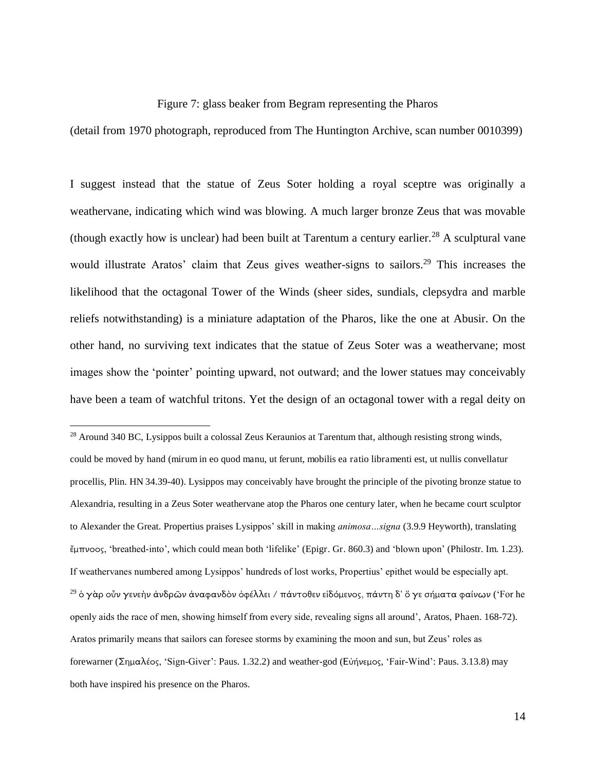Figure 7: glass beaker from Begram representing the Pharos

(detail from 1970 photograph, reproduced from The Huntington Archive, scan number 0010399)

I suggest instead that the statue of Zeus Soter holding a royal sceptre was originally a weathervane, indicating which wind was blowing. A much larger bronze Zeus that was movable (though exactly how is unclear) had been built at Tarentum a century earlier.[28] A sculptural vane would illustrate Aratos' claim that Zeus gives weather-signs to sailors.[29] This increases the likelihood that the octagonal Tower of the Winds (sheer sides, sundials, clepsydra and marble reliefs notwithstanding) is a miniature adaptation of the Pharos, like the one at Abusir. On the other hand, no surviving text indicates that the statue of Zeus Soter was a weathervane; most images show the 'pointer' pointing upward, not outward; and the lower statues may conceivably have been a team of watchful tritons. Yet the design of an octagonal tower with a regal deity on

[28] Around 340 BC, Lysippos built a colossal Zeus Keraunios at Tarentum that, although resisting strong winds, could be moved by hand (mirum in eo quod manu, ut ferunt, mobilis ea ratio libramenti est, ut nullis convellatur procellis, Plin. HN 34.39-40). Lysippos may conceivably have brought the principle of the pivoting bronze statue to Alexandria, resulting in a Zeus Soter weathervane atop the Pharos one century later, when he became court sculptor to Alexander the Great. Propertius praises Lysippos' skill in making *animosa…signa* (3.9.9 Heyworth), translating ἔμπνοος, 'breathed-into', which could mean both 'lifelike' (Epigr. Gr. 860.3) and 'blown upon' (Philostr. Im. 1.23). If weathervanes numbered among Lysippos' hundreds of lost works, Propertius' epithet would be especially apt.

[29] ὁ γὰρ οὖν γενεὴν ἀνδρῶν ἀναφανδὸν ὀφέλλει / πάντοθεν εἰδόμενος, πάντη δ' ὅ γε σήματα φαίνων ('For he openly aids the race of men, showing himself from every side, revealing signs all around', Aratos, Phaen. 168-72). Aratos primarily means that sailors can foresee storms by examining the moon and sun, but Zeus' roles as forewarner (Σημαλέος, 'Sign-Giver': Paus. 1.32.2) and weather-god (Εὐήνεμος, 'Fair-Wind': Paus. 3.13.8) may both have inspired his presence on the Pharos.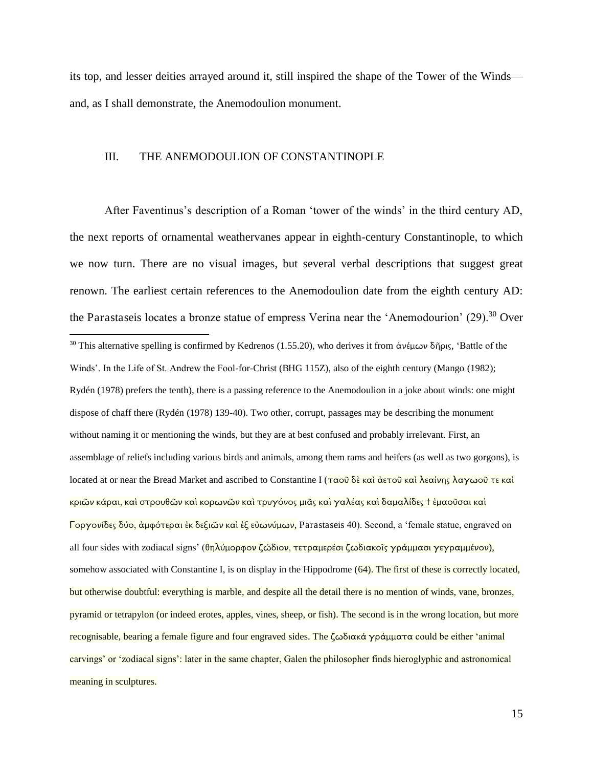its top, and lesser deities arrayed around it, still inspired the shape of the Tower of the Winds—and, as I shall demonstrate, the Anemodoulion monument.

## III. THE ANEMODOULION OF CONSTANTINOPLE

After Faventinus's description of a Roman 'tower of the winds' in the third century AD, the next reports of ornamental weathervanes appear in eighth-century Constantinople, to which we now turn. There are no visual images, but several verbal descriptions that suggest great renown. The earliest certain references to the Anemodoulion date from the eighth century AD: the Parastaseis locates a bronze statue of empress Verina near the 'Anemodourion' (29).[30] Over

[30] This alternative spelling is confirmed by Kedrenos (1.55.20), who derives it from ἀνέμων δῆρις, 'Battle of the Winds'. In the Life of St. Andrew the Fool-for-Christ (BHG 115Z), also of the eighth century (Mango (1982); Rydén (1978) prefers the tenth), there is a passing reference to the Anemodoulion in a joke about winds: one might dispose of chaff there (Rydén (1978) 139-40). Two other, corrupt, passages may be describing the monument without naming it or mentioning the winds, but they are at best confused and probably irrelevant. First, an assemblage of reliefs including various birds and animals, among them rams and heifers (as well as two gorgons), is located at or near the Bread Market and ascribed to Constantine I (ταοῦ δὲ καὶ ἀετοῦ καὶ λεαίνης λαγωοῦ τε καὶ κριῶν κάραι, καὶ στρουθῶν καὶ κορωνῶν καὶ τρυγόνος μιᾶς καὶ γαλέας καὶ δαμαλίδες † ἐμαοῦσαι καὶ Γοργονίδες δύο, ἀμφότεραι ἐκ δεξιῶν καὶ ἐξ εὐωνύμων, Parastaseis 40). Second, a 'female statue, engraved on all four sides with zodiacal signs' (θηλύμορφον ζῴδιον, τετραμερέσι ζωδιακοῖς γράμμασι γεγραμμένον), somehow associated with Constantine I, is on display in the Hippodrome (64). The first of these is correctly located, but otherwise doubtful: everything is marble, and despite all the detail there is no mention of winds, vane, bronzes, pyramid or tetrapylon (or indeed erotes, apples, vines, sheep, or fish). The second is in the wrong location, but more recognisable, bearing a female figure and four engraved sides. The ζωδιακά γράμματα could be either 'animal carvings' or 'zodiacal signs': later in the same chapter, Galen the philosopher finds hieroglyphic and astronomical meaning in sculptures.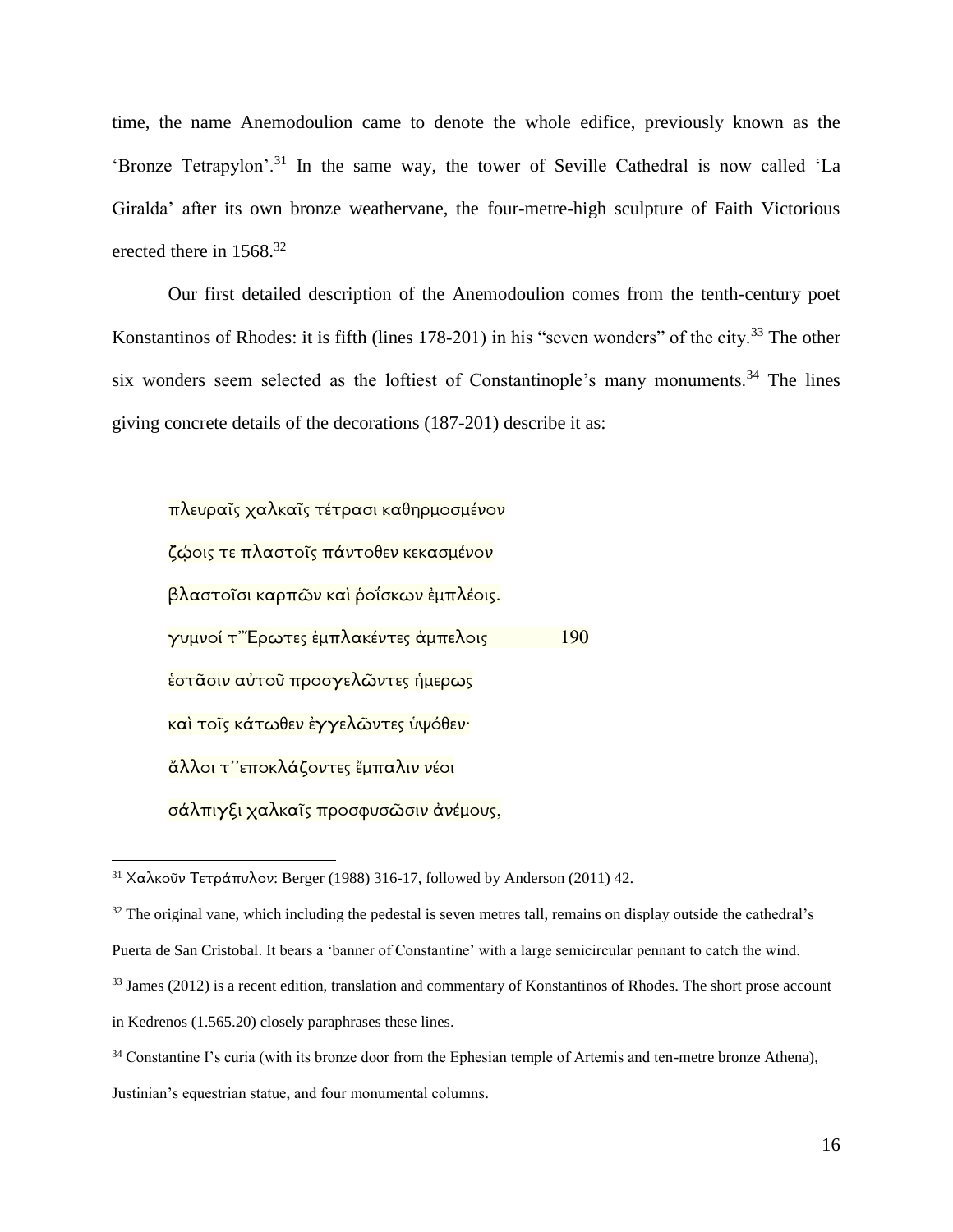time, the name Anemodoulion came to denote the whole edifice, previously known as the 'Bronze Tetrapylon'.[31] In the same way, the tower of Seville Cathedral is now called 'La Giralda' after its own bronze weathervane, the four-metre-high sculpture of Faith Victorious erected there in 1568.[32]

Our first detailed description of the Anemodoulion comes from the tenth-century poet Konstantinos of Rhodes: it is fifth (lines 178-201) in his "seven wonders" of the city.[33] The other six wonders seem selected as the loftiest of Constantinople's many monuments.[34] The lines giving concrete details of the decorations (187-201) describe it as:

> πλευραῖς χαλκαῖς τέτρασι καθηρμοσμένον
> ζῴοις τε πλαστοῖς πάντοθεν κεκασμένον
> βλαστοῖσι καρπῶν καὶ ῥοΐσκων ἐμπλέοις.
> γυμνοί τ'Ἔρωτες ἐμπλακέντες ἀμπέλοις 190
> ἑστᾶσιν αὐτοῦ προσγελῶντες ἡμέρως
> καὶ τοῖς κάτωθεν ἐγγελῶντες ὑψόθεν·
> ἄλλοι τ''εποκλάζοντες ἔμπαλιν νέοι
> σάλπιγξι χαλκαῖς προσφυσῶσιν ἀνέμους,

---

[31] Χαλκοῦν Τετράπυλον: Berger (1988) 316-17, followed by Anderson (2011) 42.

[32] The original vane, which including the pedestal is seven metres tall, remains on display outside the cathedral's Puerta de San Cristobal. It bears a 'banner of Constantine' with a large semicircular pennant to catch the wind.

[33] James (2012) is a recent edition, translation and commentary of Konstantinos of Rhodes. The short prose account in Kedrenos (1.565.20) closely paraphrases these lines.

[34] Constantine I's curia (with its bronze door from the Ephesian temple of Artemis and ten-metre bronze Athena), Justinian's equestrian statue, and four monumental columns.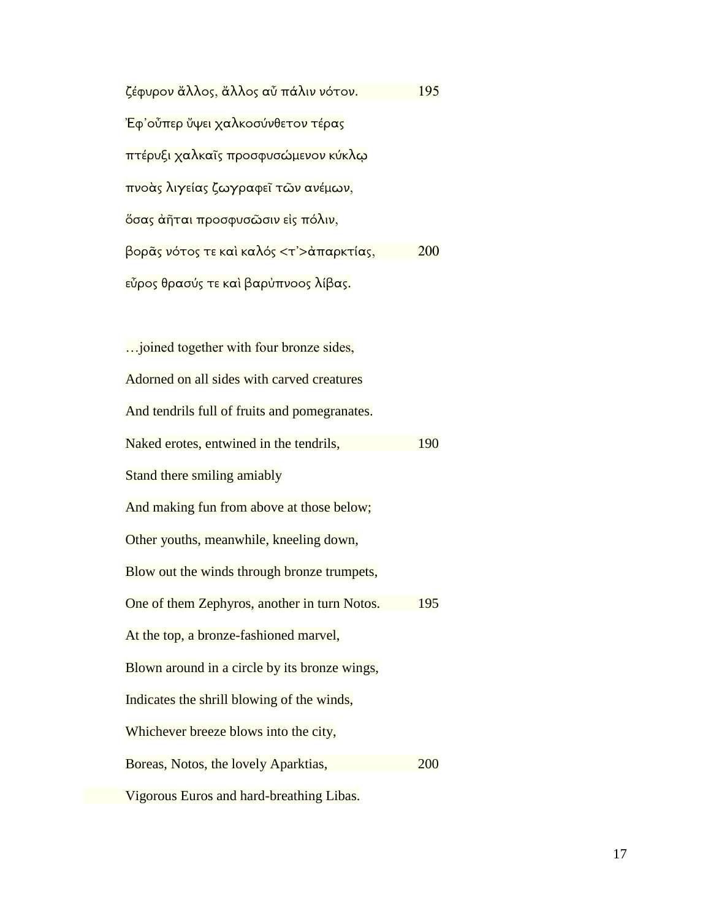ζέφυρον ἄλλος, ἄλλος αὖ πάλιν νότον. 195

Ἐφ' οὗπερ ὕψει χαλκοσύνθετον τέρας

πτέρυξι χαλκαῖς προσφυσώμενον κύκλῳ

πνοὰς λιγείας ζωγραφεῖ τῶν ανέμων,

ὅσας ἀῆται προσφυσῶσιν εἰς πόλιν,

βορᾶς νότος τε καὶ καλός <τ'>ἀπαρκτίας, 200

εὖρος θρασύς τε καὶ βαρύπνοος λίβας.

…joined together with four bronze sides,

Adorned on all sides with carved creatures

And tendrils full of fruits and pomegranates.

Naked erotes, entwined in the tendrils, 190

Stand there smiling amiably

And making fun from above at those below;

Other youths, meanwhile, kneeling down,

Blow out the winds through bronze trumpets,

One of them Zephyros, another in turn Notos. 195

At the top, a bronze-fashioned marvel,

Blown around in a circle by its bronze wings,

Indicates the shrill blowing of the winds,

Whichever breeze blows into the city,

Boreas, Notos, the lovely Aparktias, 200

Vigorous Euros and hard-breathing Libas.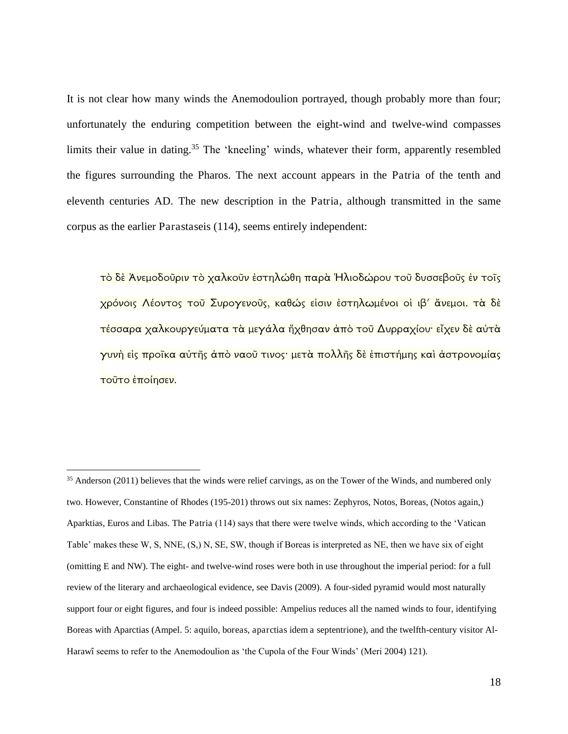It is not clear how many winds the Anemodoulion portrayed, though probably more than four; unfortunately the enduring competition between the eight-wind and twelve-wind compasses limits their value in dating.[35] The 'kneeling' winds, whatever their form, apparently resembled the figures surrounding the Pharos. The next account appears in the *Patria* of the tenth and eleventh centuries AD. The new description in the *Patria*, although transmitted in the same corpus as the earlier *Parastaseis* (114), seems entirely independent:

> τὸ δὲ Ἀνεμοδοῦριν τὸ χαλκοῦν ἐστηλώθη παρὰ Ἡλιοδώρου τοῦ δυσσεβοῦς ἐν τοῖς χρόνοις Λέοντος τοῦ Συρογενοῦς, καθὼς εἰσιν ἐστηλωμένοι οἱ ιβ′ ἄνεμοι. τὰ δὲ τέσσαρα χαλκουργεύματα τὰ μεγάλα ἤχθησαν ἀπὸ τοῦ Δυρραχίου· εἶχεν δὲ αὐτὰ γυνὴ εἰς προῖκα αὐτῆς ἀπὸ ναοῦ τινος· μετὰ πολλῆς δὲ ἐπιστήμης καὶ ἀστρονομίας τοῦτο ἐποίησεν.

[35] Anderson (2011) believes that the winds were relief carvings, as on the Tower of the Winds, and numbered only two. However, Constantine of Rhodes (195-201) throws out six names: Zephyros, Notos, Boreas, (Notos again,) Aparktias, Euros and Libas. The *Patria* (114) says that there were twelve winds, which according to the 'Vatican Table' makes these W, S, NNE, (S,) N, SE, SW, though if Boreas is interpreted as NE, then we have six of eight (omitting E and NW). The eight- and twelve-wind roses were both in use throughout the imperial period: for a full review of the literary and archaeological evidence, see Davis (2009). A four-sided pyramid would most naturally support four or eight figures, and four is indeed possible: Ampelius reduces all the named winds to four, identifying Boreas with Aparctias (Ampel. 5: *aquilo, boreas, aparctias idem a septentrione*), and the twelfth-century visitor Al-Harawî seems to refer to the Anemodoulion as 'the Cupola of the Four Winds' (Meri 2004) 121).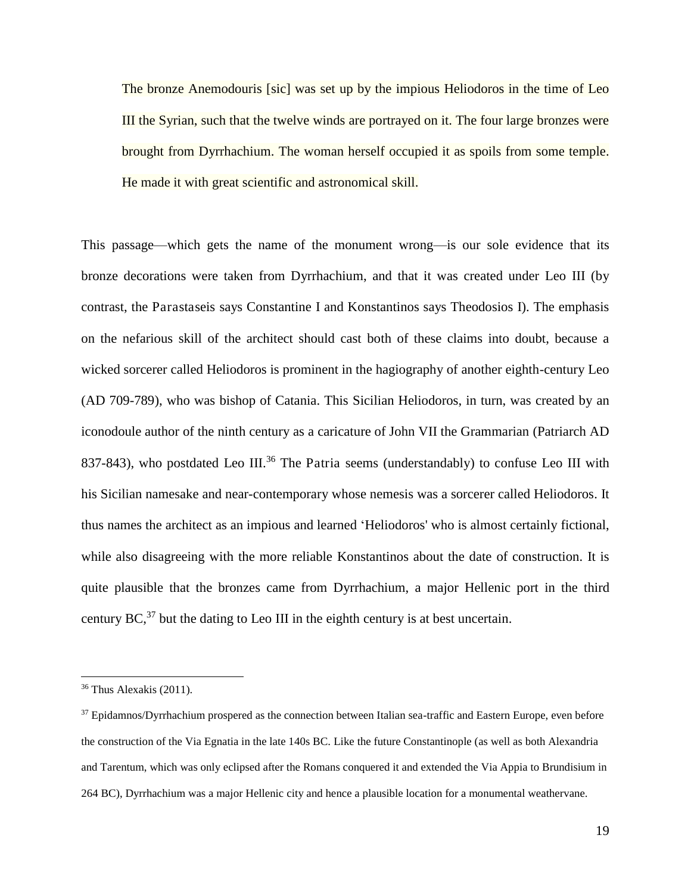> The bronze Anemodouris [sic] was set up by the impious Heliodoros in the time of Leo III the Syrian, such that the twelve winds are portrayed on it. The four large bronzes were brought from Dyrrhachium. The woman herself occupied it as spoils from some temple. He made it with great scientific and astronomical skill.

This passage—which gets the name of the monument wrong—is our sole evidence that its bronze decorations were taken from Dyrrhachium, and that it was created under Leo III (by contrast, the *Parastaseis* says Constantine I and Konstantinos says Theodosios I). The emphasis on the nefarious skill of the architect should cast both of these claims into doubt, because a wicked sorcerer called Heliodoros is prominent in the hagiography of another eighth-century Leo (AD 709-789), who was bishop of Catania. This Sicilian Heliodoros, in turn, was created by an iconodoule author of the ninth century as a caricature of John VII the Grammarian (Patriarch AD 837-843), who postdated Leo III.[36] The *Patria* seems (understandably) to confuse Leo III with his Sicilian namesake and near-contemporary whose nemesis was a sorcerer called Heliodoros. It thus names the architect as an impious and learned 'Heliodoros' who is almost certainly fictional, while also disagreeing with the more reliable Konstantinos about the date of construction. It is quite plausible that the bronzes came from Dyrrhachium, a major Hellenic port in the third century BC,[37] but the dating to Leo III in the eighth century is at best uncertain.

---

[36] Thus Alexakis (2011).

[37] Epidamnos/Dyrrhachium prospered as the connection between Italian sea-traffic and Eastern Europe, even before the construction of the Via Egnatia in the late 140s BC. Like the future Constantinople (as well as both Alexandria and Tarentum, which was only eclipsed after the Romans conquered it and extended the Via Appia to Brundisium in 264 BC), Dyrrhachium was a major Hellenic city and hence a plausible location for a monumental weathervane.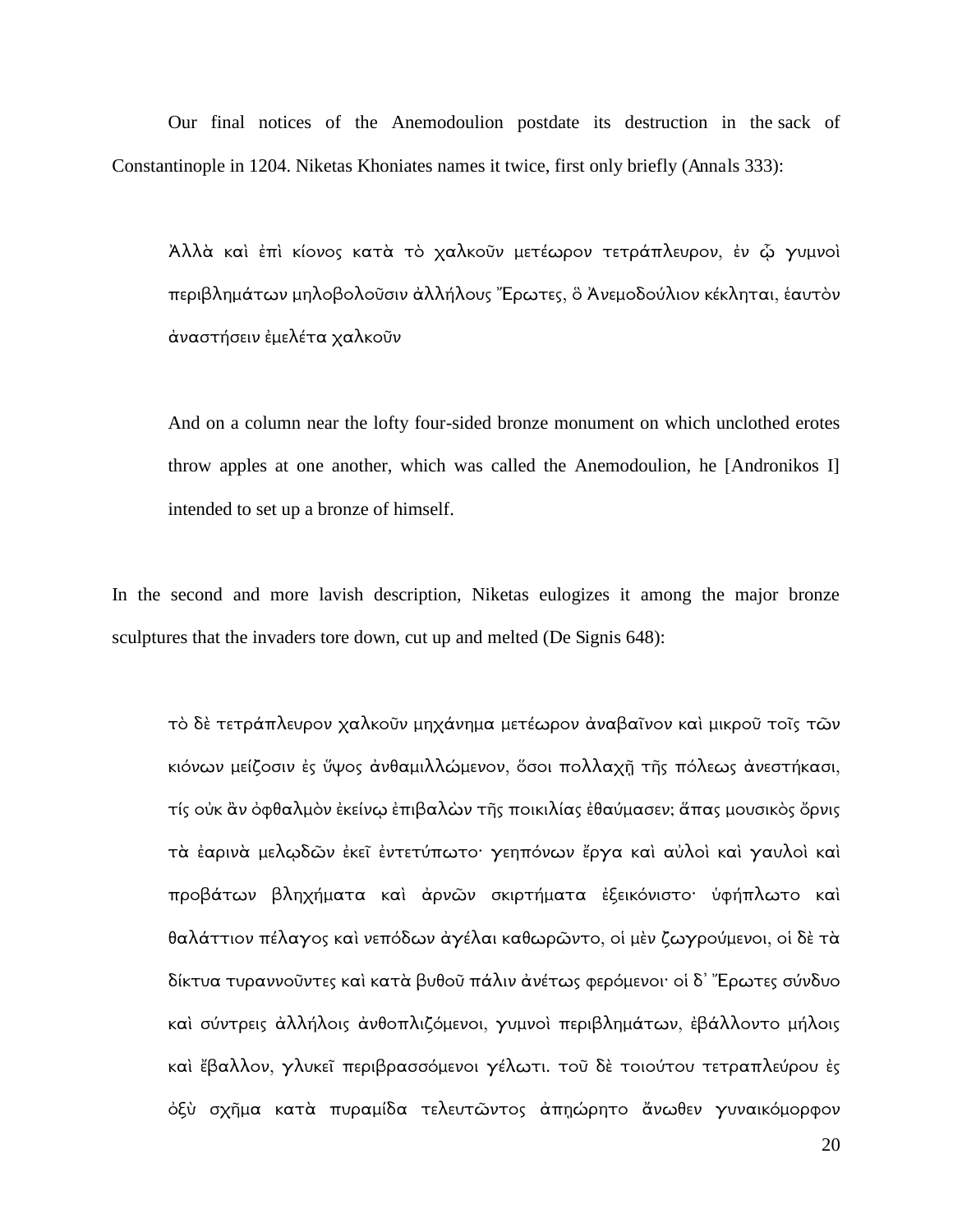Our final notices of the Anemodoulion postdate its destruction in the sack of Constantinople in 1204. Niketas Khoniates names it twice, first only briefly (Annals 333):

> Ἀλλὰ καὶ ἐπὶ κίονος κατὰ τὸ χαλκοῦν μετέωρον τετράπλευρον, ἐν ᾧ γυμνοὶ περιβλημάτων μηλοβολοῦσιν ἀλλήλους Ἔρωτες, ὃ Ἀνεμοδούλιον κέκληται, ἑαυτὸν ἀναστήσειν ἐμελέτα χαλκοῦν
>
> And on a column near the lofty four-sided bronze monument on which unclothed erotes throw apples at one another, which was called the Anemodoulion, he [Andronikos I] intended to set up a bronze of himself.

In the second and more lavish description, Niketas eulogizes it among the major bronze sculptures that the invaders tore down, cut up and melted (De Signis 648):

> τὸ δὲ τετράπλευρον χαλκοῦν μηχάνημα μετέωρον ἀναβαῖνον καὶ μικροῦ τοῖς τῶν κιόνων μείζοσιν ἐς ὕψος ἀνθαμιλλώμενον, ὅσοι πολλαχῇ τῆς πόλεως ἀνεστήκασι, τίς οὐκ ἂν ὀφθαλμὸν ἐκείνῳ ἐπιβαλὼν τῆς ποικιλίας ἐθαύμασεν; ἅπας μουσικὸς ὄρνις τὰ ἐαρινὰ μελῳδῶν ἐκεῖ ἐντετύπωτο· γεηπόνων ἔργα καὶ αὐλοὶ καὶ γαυλοὶ καὶ προβάτων βληχήματα καὶ ἀρνῶν σκιρτήματα ἐξεικόνιστο· ὑφήπλωτο καὶ θαλάττιον πέλαγος καὶ νεπόδων ἀγέλαι καθωρῶντο, οἱ μὲν ζωγρούμενοι, οἱ δὲ τὰ δίκτυα τυραννοῦντες καὶ κατὰ βυθοῦ πάλιν ἀνέτως φερόμενοι· οἱ δ᾽ Ἔρωτες σύνδυο καὶ σύντρεις ἀλλήλοις ἀνθοπλιζόμενοι, γυμνοὶ περιβλημάτων, ἐβάλλοντο μήλοις καὶ ἔβαλλον, γλυκεῖ περιβρασσόμενοι γέλωτι. τοῦ δὲ τοιούτου τετραπλεύρου ἐς ὀξὺ σχῆμα κατὰ πυραμίδα τελευτῶντος ἀπῃώρητο ἄνωθεν γυναικόμορφον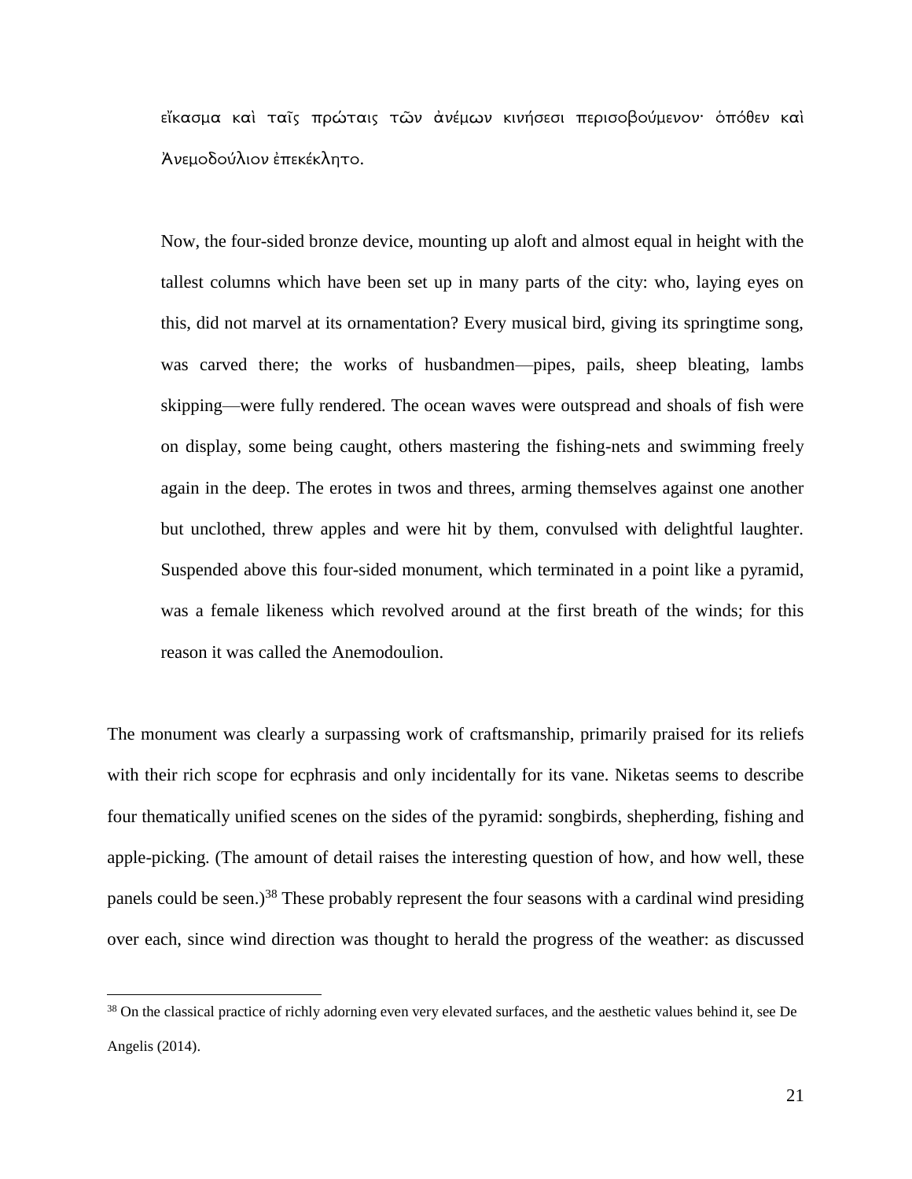εἴκασμα καὶ ταῖς πρώταις τῶν ἀνέμων κινήσεσι περισοβούμενον· ὁπόθεν καὶ Ἀνεμοδούλιον ἐπεκέκλητο.

Now, the four-sided bronze device, mounting up aloft and almost equal in height with the tallest columns which have been set up in many parts of the city: who, laying eyes on this, did not marvel at its ornamentation? Every musical bird, giving its springtime song, was carved there; the works of husbandmen—pipes, pails, sheep bleating, lambs skipping—were fully rendered. The ocean waves were outspread and shoals of fish were on display, some being caught, others mastering the fishing-nets and swimming freely again in the deep. The erotes in twos and threes, arming themselves against one another but unclothed, threw apples and were hit by them, convulsed with delightful laughter. Suspended above this four-sided monument, which terminated in a point like a pyramid, was a female likeness which revolved around at the first breath of the winds; for this reason it was called the Anemodoulion.

The monument was clearly a surpassing work of craftsmanship, primarily praised for its reliefs with their rich scope for ecphrasis and only incidentally for its vane. Niketas seems to describe four thematically unified scenes on the sides of the pyramid: songbirds, shepherding, fishing and apple-picking. (The amount of detail raises the interesting question of how, and how well, these panels could be seen.)[38] These probably represent the four seasons with a cardinal wind presiding over each, since wind direction was thought to herald the progress of the weather: as discussed

[38] On the classical practice of richly adorning even very elevated surfaces, and the aesthetic values behind it, see De Angelis (2014).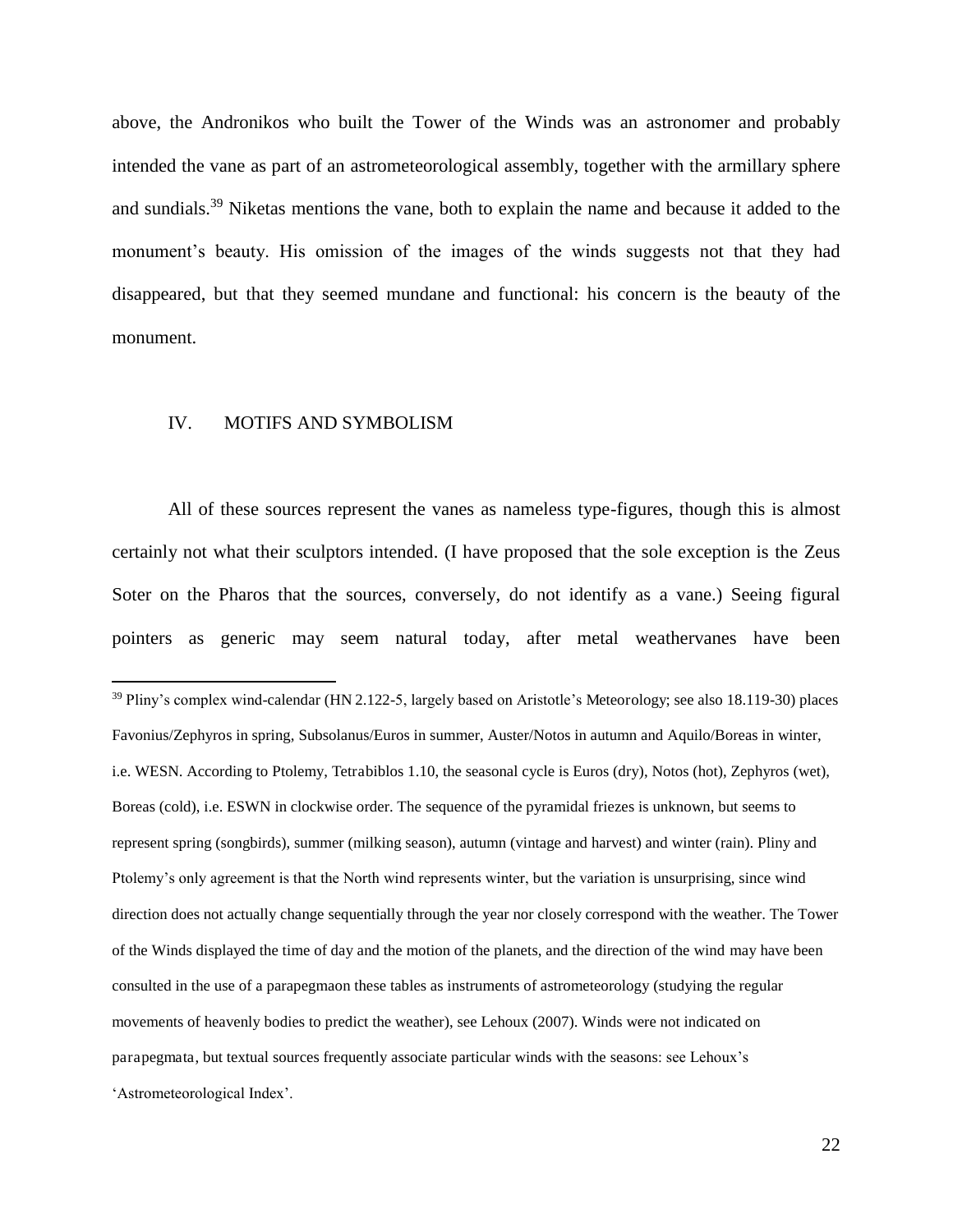above, the Andronikos who built the Tower of the Winds was an astronomer and probably intended the vane as part of an astrometeorological assembly, together with the armillary sphere and sundials.[39] Niketas mentions the vane, both to explain the name and because it added to the monument's beauty. His omission of the images of the winds suggests not that they had disappeared, but that they seemed mundane and functional: his concern is the beauty of the monument.

## IV. MOTIFS AND SYMBOLISM

All of these sources represent the vanes as nameless type-figures, though this is almost certainly not what their sculptors intended. (I have proposed that the sole exception is the Zeus Soter on the Pharos that the sources, conversely, do not identify as a vane.) Seeing figural pointers as generic may seem natural today, after metal weathervanes have been

---

[39] Pliny's complex wind-calendar (HN 2.122-5, largely based on Aristotle's Meteorology; see also 18.119-30) places Favonius/Zephyros in spring, Subsolanus/Euros in summer, Auster/Notos in autumn and Aquilo/Boreas in winter, i.e. WESN. According to Ptolemy, Tetrabiblos 1.10, the seasonal cycle is Euros (dry), Notos (hot), Zephyros (wet), Boreas (cold), i.e. ESWN in clockwise order. The sequence of the pyramidal friezes is unknown, but seems to represent spring (songbirds), summer (milking season), autumn (vintage and harvest) and winter (rain). Pliny and Ptolemy's only agreement is that the North wind represents winter, but the variation is unsurprising, since wind direction does not actually change sequentially through the year nor closely correspond with the weather. The Tower of the Winds displayed the time of day and the motion of the planets, and the direction of the wind may have been consulted in the use of a parapegmaon these tables as instruments of astrometeorology (studying the regular movements of heavenly bodies to predict the weather), see Lehoux (2007). Winds were not indicated on *parapegmata*, but textual sources frequently associate particular winds with the seasons: see Lehoux's 'Astrometeorological Index'.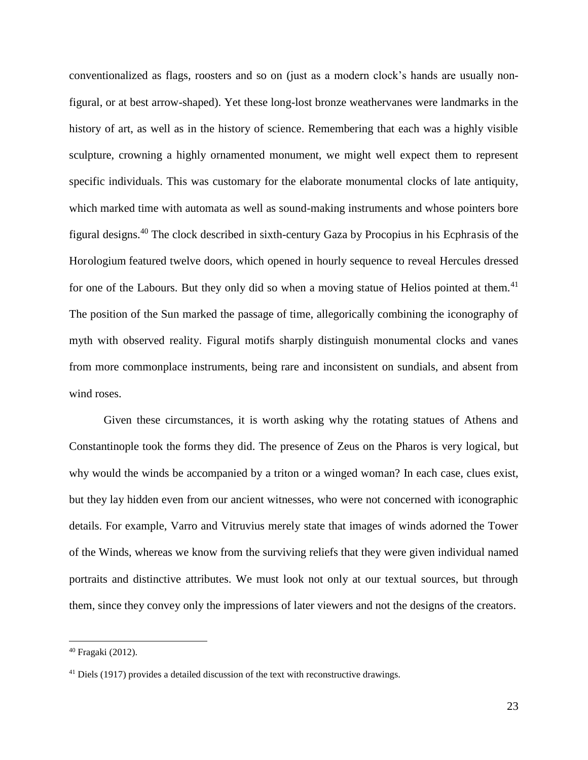conventionalized as flags, roosters and so on (just as a modern clock's hands are usually non-figural, or at best arrow-shaped). Yet these long-lost bronze weathervanes were landmarks in the history of art, as well as in the history of science. Remembering that each was a highly visible sculpture, crowning a highly ornamented monument, we might well expect them to represent specific individuals. This was customary for the elaborate monumental clocks of late antiquity, which marked time with automata as well as sound-making instruments and whose pointers bore figural designs.[40] The clock described in sixth-century Gaza by Procopius in his Ecphrasis of the Horologium featured twelve doors, which opened in hourly sequence to reveal Hercules dressed for one of the Labours. But they only did so when a moving statue of Helios pointed at them.[41] The position of the Sun marked the passage of time, allegorically combining the iconography of myth with observed reality. Figural motifs sharply distinguish monumental clocks and vanes from more commonplace instruments, being rare and inconsistent on sundials, and absent from wind roses.

Given these circumstances, it is worth asking why the rotating statues of Athens and Constantinople took the forms they did. The presence of Zeus on the Pharos is very logical, but why would the winds be accompanied by a triton or a winged woman? In each case, clues exist, but they lay hidden even from our ancient witnesses, who were not concerned with iconographic details. For example, Varro and Vitruvius merely state that images of winds adorned the Tower of the Winds, whereas we know from the surviving reliefs that they were given individual named portraits and distinctive attributes. We must look not only at our textual sources, but through them, since they convey only the impressions of later viewers and not the designs of the creators.

---

[40] Fragaki (2012).

[41] Diels (1917) provides a detailed discussion of the text with reconstructive drawings.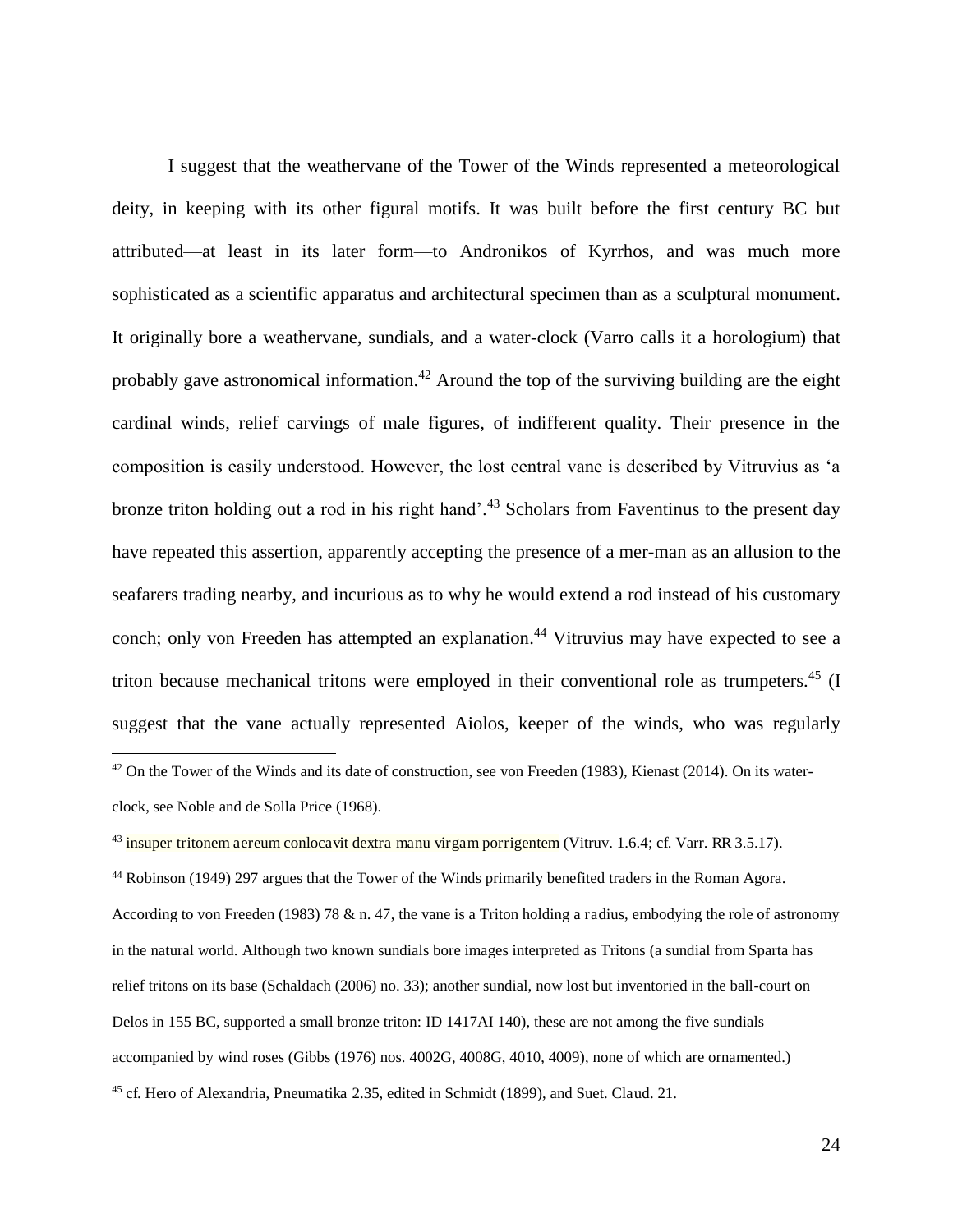I suggest that the weathervane of the Tower of the Winds represented a meteorological deity, in keeping with its other figural motifs. It was built before the first century BC but attributed—at least in its later form—to Andronikos of Kyrrhos, and was much more sophisticated as a scientific apparatus and architectural specimen than as a sculptural monument. It originally bore a weathervane, sundials, and a water-clock (Varro calls it a horologium) that probably gave astronomical information.[42] Around the top of the surviving building are the eight cardinal winds, relief carvings of male figures, of indifferent quality. Their presence in the composition is easily understood. However, the lost central vane is described by Vitruvius as 'a bronze triton holding out a rod in his right hand'.[43] Scholars from Faventinus to the present day have repeated this assertion, apparently accepting the presence of a mer-man as an allusion to the seafarers trading nearby, and incurious as to why he would extend a rod instead of his customary conch; only von Freeden has attempted an explanation.[44] Vitruvius may have expected to see a triton because mechanical tritons were employed in their conventional role as trumpeters.[45] (I suggest that the vane actually represented Aiolos, keeper of the winds, who was regularly

---

[42] On the Tower of the Winds and its date of construction, see von Freeden (1983), Kienast (2014). On its water-clock, see Noble and de Solla Price (1968).

[43] insuper tritonem aereum conlocavit dextra manu virgam porrigentem (Vitruv. 1.6.4; cf. Varr. RR 3.5.17).

[44] Robinson (1949) 297 argues that the Tower of the Winds primarily benefited traders in the Roman Agora. According to von Freeden (1983) 78 & n. 47, the vane is a Triton holding a radius, embodying the role of astronomy in the natural world. Although two known sundials bore images interpreted as Tritons (a sundial from Sparta has relief tritons on its base (Schaldach (2006) no. 33); another sundial, now lost but inventoried in the ball-court on Delos in 155 BC, supported a small bronze triton: ID 1417AI 140), these are not among the five sundials accompanied by wind roses (Gibbs (1976) nos. 4002G, 4008G, 4010, 4009), none of which are ornamented.)

[45] cf. Hero of Alexandria, Pneumatika 2.35, edited in Schmidt (1899), and Suet. Claud. 21.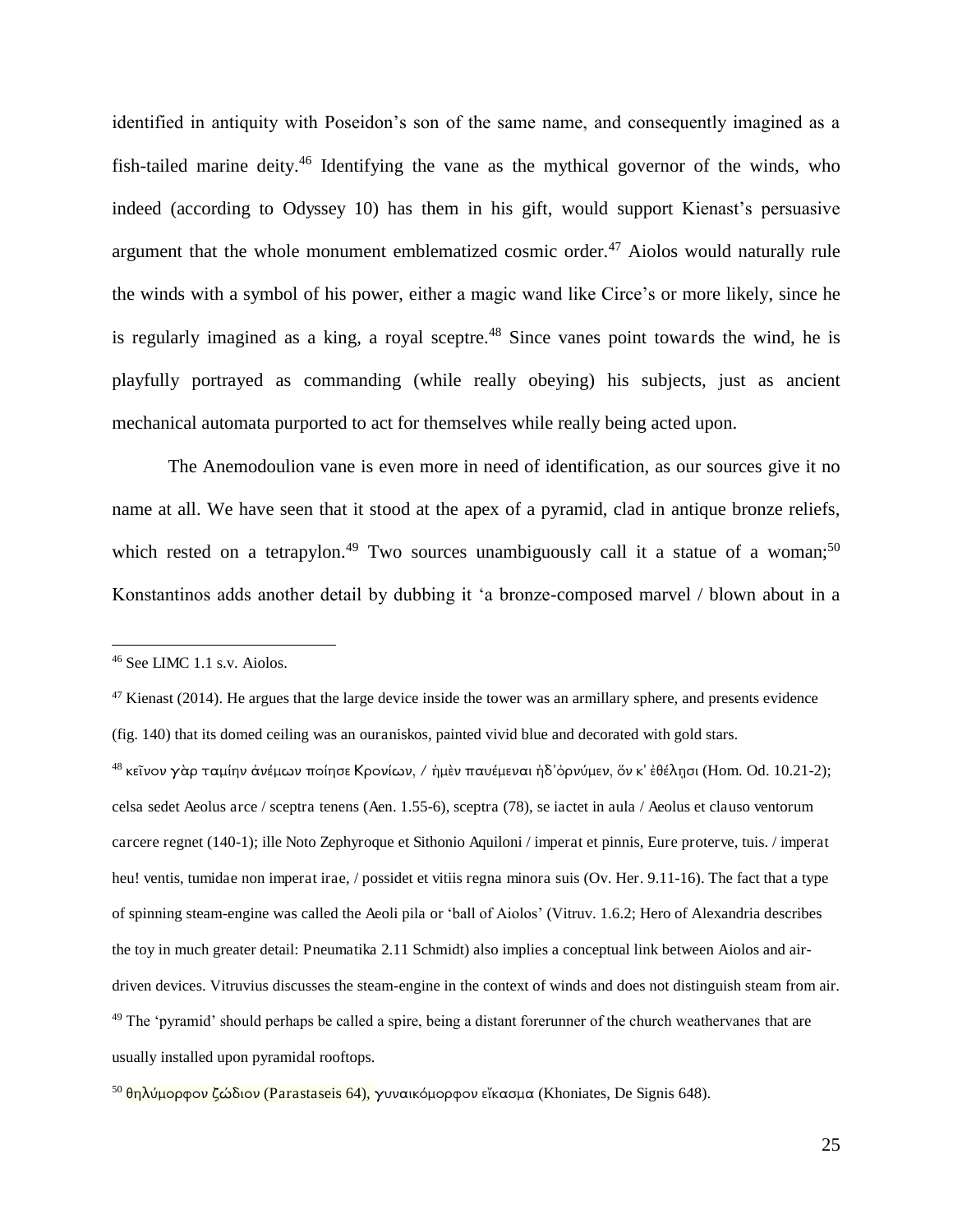identified in antiquity with Poseidon's son of the same name, and consequently imagined as a fish-tailed marine deity.[46] Identifying the vane as the mythical governor of the winds, who indeed (according to Odyssey 10) has them in his gift, would support Kienast's persuasive argument that the whole monument emblematized cosmic order.[47] Aiolos would naturally rule the winds with a symbol of his power, either a magic wand like Circe's or more likely, since he is regularly imagined as a king, a royal sceptre.[48] Since vanes point towards the wind, he is playfully portrayed as commanding (while really obeying) his subjects, just as ancient mechanical automata purported to act for themselves while really being acted upon.

The Anemodoulion vane is even more in need of identification, as our sources give it no name at all. We have seen that it stood at the apex of a pyramid, clad in antique bronze reliefs, which rested on a tetrapylon.[49] Two sources unambiguously call it a statue of a woman;[50] Konstantinos adds another detail by dubbing it 'a bronze-composed marvel / blown about in a

---

[46] See LIMC 1.1 s.v. Aiolos.

[47] Kienast (2014). He argues that the large device inside the tower was an armillary sphere, and presents evidence (fig. 140) that its domed ceiling was an ouraniskos, painted vivid blue and decorated with gold stars.

[48] κεῖνον γὰρ ταμίην ἀνέμων ποίησε Κρονίων, / ἠμὲν παυέμεναι ἠδ᾽ὀρνύμεν, ὅν κ' ἐθέλῃσι (Hom. Od. 10.21-2); celsa sedet Aeolus arce / sceptra tenens (Aen. 1.55-6), sceptra (78), se iactet in aula / Aeolus et clauso ventorum carcere regnet (140-1); ille Noto Zephyroque et Sithonio Aquiloni / imperat et pinnis, Eure proterve, tuis. / imperat heu! ventis, tumidae non imperat irae, / possidet et vitiis regna minora suis (Ov. Her. 9.11-16). The fact that a type of spinning steam-engine was called the Aeoli pila or 'ball of Aiolos' (Vitruv. 1.6.2; Hero of Alexandria describes the toy in much greater detail: Pneumatika 2.11 Schmidt) also implies a conceptual link between Aiolos and air-driven devices. Vitruvius discusses the steam-engine in the context of winds and does not distinguish steam from air.

[49] The 'pyramid' should perhaps be called a spire, being a distant forerunner of the church weathervanes that are usually installed upon pyramidal rooftops.

[50] θηλύμορφον ζώδιον (Parastaseis 64), γυναικόμορφον εἴκασμα (Khoniates, De Signis 648).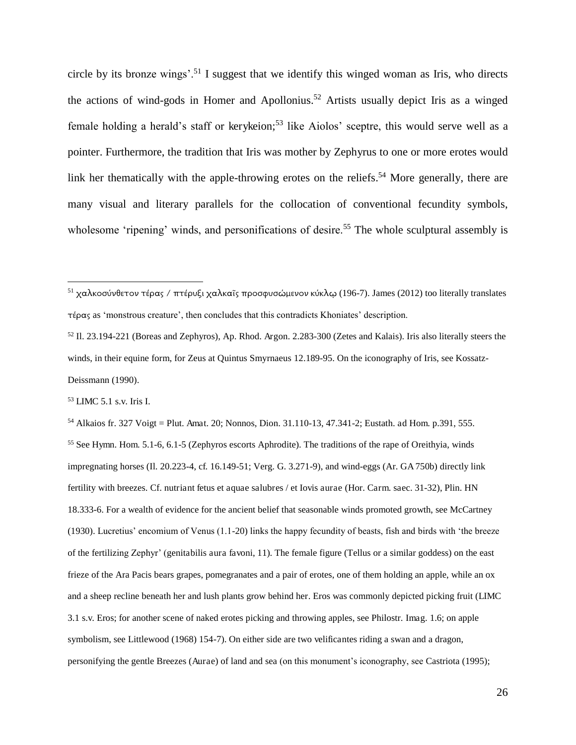circle by its bronze wings'.[51] I suggest that we identify this winged woman as Iris, who directs the actions of wind-gods in Homer and Apollonius.[52] Artists usually depict Iris as a winged female holding a herald's staff or kerykeion;[53] like Aiolos' sceptre, this would serve well as a pointer. Furthermore, the tradition that Iris was mother by Zephyrus to one or more erotes would link her thematically with the apple-throwing erotes on the reliefs.[54] More generally, there are many visual and literary parallels for the collocation of conventional fecundity symbols, wholesome 'ripening' winds, and personifications of desire.[55] The whole sculptural assembly is

---

[51] χαλκοσύνθετον τέρας / πτέρυξι χαλκαῖς προσφυσώμενον κύκλῳ (196-7). James (2012) too literally translates τέρας as 'monstrous creature', then concludes that this contradicts Khoniates' description.

[52] Il. 23.194-221 (Boreas and Zephyros), Ap. Rhod. Argon. 2.283-300 (Zetes and Kalais). Iris also literally steers the winds, in their equine form, for Zeus at Quintus Smyrnaeus 12.189-95. On the iconography of Iris, see Kossatz-Deissmann (1990).

[53] LIMC 5.1 s.v. Iris I.

[54] Alkaios fr. 327 Voigt = Plut. Amat. 20; Nonnos, Dion. 31.110-13, 47.341-2; Eustath. ad Hom. p.391, 555.

[55] See Hymn. Hom. 5.1-6, 6.1-5 (Zephyros escorts Aphrodite). The traditions of the rape of Oreithyia, winds impregnating horses (Il. 20.223-4, cf. 16.149-51; Verg. G. 3.271-9), and wind-eggs (Ar. GA 750b) directly link fertility with breezes. Cf. *nutriant fetus et aquae salubres / et Iovis aurae* (Hor. Carm. saec. 31-32), Plin. HN 18.333-6. For a wealth of evidence for the ancient belief that seasonable winds promoted growth, see McCartney (1930). Lucretius' encomium of Venus (1.1-20) links the happy fecundity of beasts, fish and birds with 'the breeze of the fertilizing Zephyr' (*genitabilis aura favoni*, 11). The female figure (Tellus or a similar goddess) on the east frieze of the Ara Pacis bears grapes, pomegranates and a pair of erotes, one of them holding an apple, while an ox and a sheep recline beneath her and lush plants grow behind her. Eros was commonly depicted picking fruit (LIMC 3.1 s.v. Eros; for another scene of naked erotes picking and throwing apples, see Philostr. Imag. 1.6; on apple symbolism, see Littlewood (1968) 154-7). On either side are two *velificantes* riding a swan and a dragon, personifying the gentle Breezes (*Aurae*) of land and sea (on this monument's iconography, see Castriota (1995);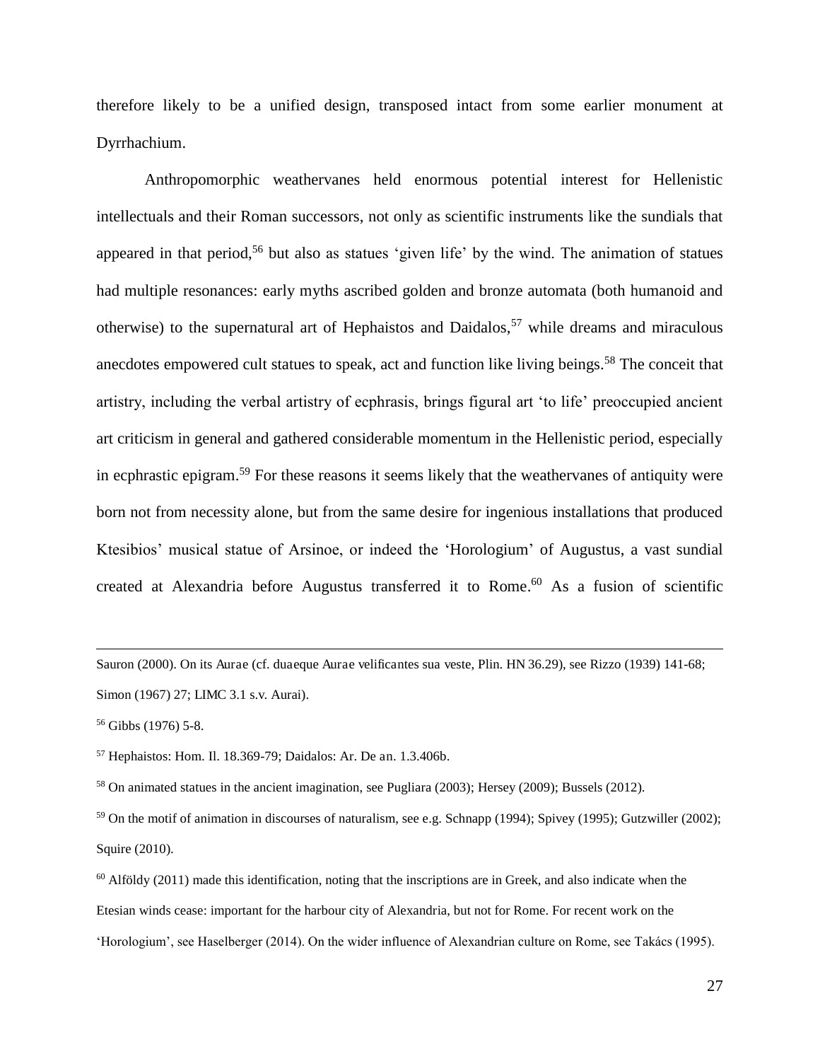therefore likely to be a unified design, transposed intact from some earlier monument at Dyrrhachium.

Anthropomorphic weathervanes held enormous potential interest for Hellenistic intellectuals and their Roman successors, not only as scientific instruments like the sundials that appeared in that period,[56] but also as statues 'given life' by the wind. The animation of statues had multiple resonances: early myths ascribed golden and bronze automata (both humanoid and otherwise) to the supernatural art of Hephaistos and Daidalos,[57] while dreams and miraculous anecdotes empowered cult statues to speak, act and function like living beings.[58] The conceit that artistry, including the verbal artistry of ecphrasis, brings figural art 'to life' preoccupied ancient art criticism in general and gathered considerable momentum in the Hellenistic period, especially in ecphrastic epigram.[59] For these reasons it seems likely that the weathervanes of antiquity were born not from necessity alone, but from the same desire for ingenious installations that produced Ktesibios' musical statue of Arsinoe, or indeed the 'Horologium' of Augustus, a vast sundial created at Alexandria before Augustus transferred it to Rome.[60] As a fusion of scientific

---

Sauron (2000). On its *Aurae* (cf. *duaeque Aurae velificantes sua veste*, Plin. *HN* 36.29), see Rizzo (1939) 141-68; Simon (1967) 27; *LIMC* 3.1 s.v. Aurai).

[56] Gibbs (1976) 5-8.

[57] Hephaistos: Hom. *Il.* 18.369-79; Daidalos: Ar. *De an.* 1.3.406b.

[58] On animated statues in the ancient imagination, see Pugliara (2003); Hersey (2009); Bussels (2012).

[59] On the motif of animation in discourses of naturalism, see e.g. Schnapp (1994); Spivey (1995); Gutzwiller (2002); Squire (2010).

[60] Alföldy (2011) made this identification, noting that the inscriptions are in Greek, and also indicate when the Etesian winds cease: important for the harbour city of Alexandria, but not for Rome. For recent work on the 'Horologium', see Haselberger (2014). On the wider influence of Alexandrian culture on Rome, see Takács (1995).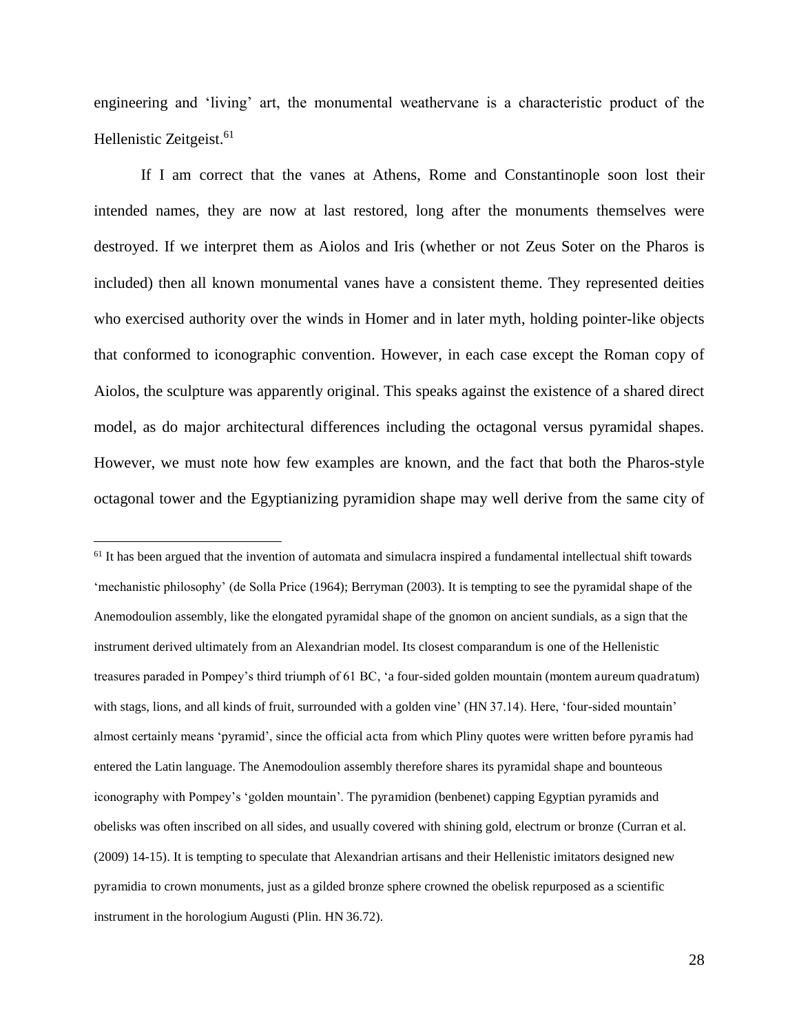engineering and 'living' art, the monumental weathervane is a characteristic product of the Hellenistic Zeitgeist.[61]

If I am correct that the vanes at Athens, Rome and Constantinople soon lost their intended names, they are now at last restored, long after the monuments themselves were destroyed. If we interpret them as Aiolos and Iris (whether or not Zeus Soter on the Pharos is included) then all known monumental vanes have a consistent theme. They represented deities who exercised authority over the winds in Homer and in later myth, holding pointer-like objects that conformed to iconographic convention. However, in each case except the Roman copy of Aiolos, the sculpture was apparently original. This speaks against the existence of a shared direct model, as do major architectural differences including the octagonal versus pyramidal shapes. However, we must note how few examples are known, and the fact that both the Pharos-style octagonal tower and the Egyptianizing pyramidion shape may well derive from the same city of

[61] It has been argued that the invention of automata and simulacra inspired a fundamental intellectual shift towards 'mechanistic philosophy' (de Solla Price (1964); Berryman (2003). It is tempting to see the pyramidal shape of the Anemodoulion assembly, like the elongated pyramidal shape of the gnomon on ancient sundials, as a sign that the instrument derived ultimately from an Alexandrian model. Its closest comparandum is one of the Hellenistic treasures paraded in Pompey's third triumph of 61 BC, 'a four-sided golden mountain (montem aureum quadratum) with stags, lions, and all kinds of fruit, surrounded with a golden vine' (HN 37.14). Here, 'four-sided mountain' almost certainly means 'pyramid', since the official acta from which Pliny quotes were written before pyramis had entered the Latin language. The Anemodoulion assembly therefore shares its pyramidal shape and bounteous iconography with Pompey's 'golden mountain'. The pyramidion (benbenet) capping Egyptian pyramids and obelisks was often inscribed on all sides, and usually covered with shining gold, electrum or bronze (Curran et al. (2009) 14-15). It is tempting to speculate that Alexandrian artisans and their Hellenistic imitators designed new pyramidia to crown monuments, just as a gilded bronze sphere crowned the obelisk repurposed as a scientific instrument in the horologium Augusti (Plin. HN 36.72).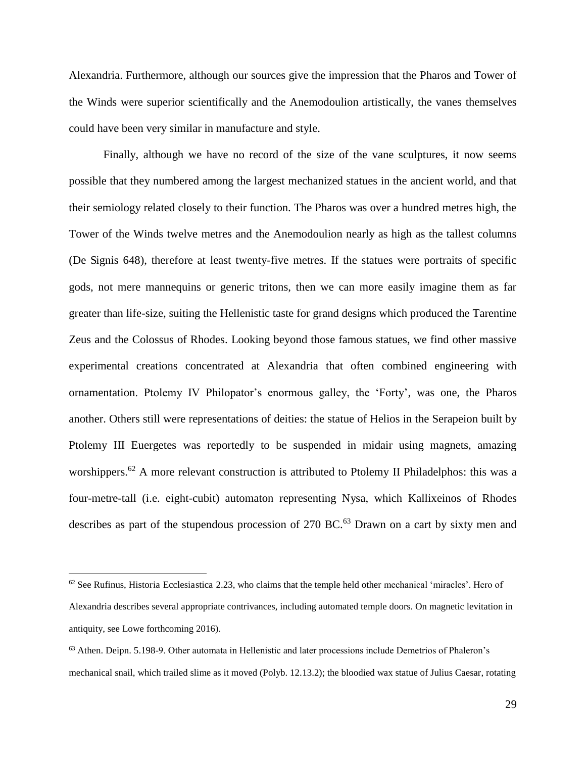Alexandria. Furthermore, although our sources give the impression that the Pharos and Tower of the Winds were superior scientifically and the Anemodoulion artistically, the vanes themselves could have been very similar in manufacture and style.

Finally, although we have no record of the size of the vane sculptures, it now seems possible that they numbered among the largest mechanized statues in the ancient world, and that their semiology related closely to their function. The Pharos was over a hundred metres high, the Tower of the Winds twelve metres and the Anemodoulion nearly as high as the tallest columns (De Signis 648), therefore at least twenty-five metres. If the statues were portraits of specific gods, not mere mannequins or generic tritons, then we can more easily imagine them as far greater than life-size, suiting the Hellenistic taste for grand designs which produced the Tarentine Zeus and the Colossus of Rhodes. Looking beyond those famous statues, we find other massive experimental creations concentrated at Alexandria that often combined engineering with ornamentation. Ptolemy IV Philopator's enormous galley, the 'Forty', was one, the Pharos another. Others still were representations of deities: the statue of Helios in the Serapeion built by Ptolemy III Euergetes was reportedly to be suspended in midair using magnets, amazing worshippers.[62] A more relevant construction is attributed to Ptolemy II Philadelphos: this was a four-metre-tall (i.e. eight-cubit) automaton representing Nysa, which Kallixeinos of Rhodes describes as part of the stupendous procession of 270 BC.[63] Drawn on a cart by sixty men and

---

[62] See Rufinus, Historia Ecclesiastica 2.23, who claims that the temple held other mechanical 'miracles'. Hero of Alexandria describes several appropriate contrivances, including automated temple doors. On magnetic levitation in antiquity, see Lowe forthcoming 2016).

[63] Athen. Deipn. 5.198-9. Other automata in Hellenistic and later processions include Demetrios of Phaleron's mechanical snail, which trailed slime as it moved (Polyb. 12.13.2); the bloodied wax statue of Julius Caesar, rotating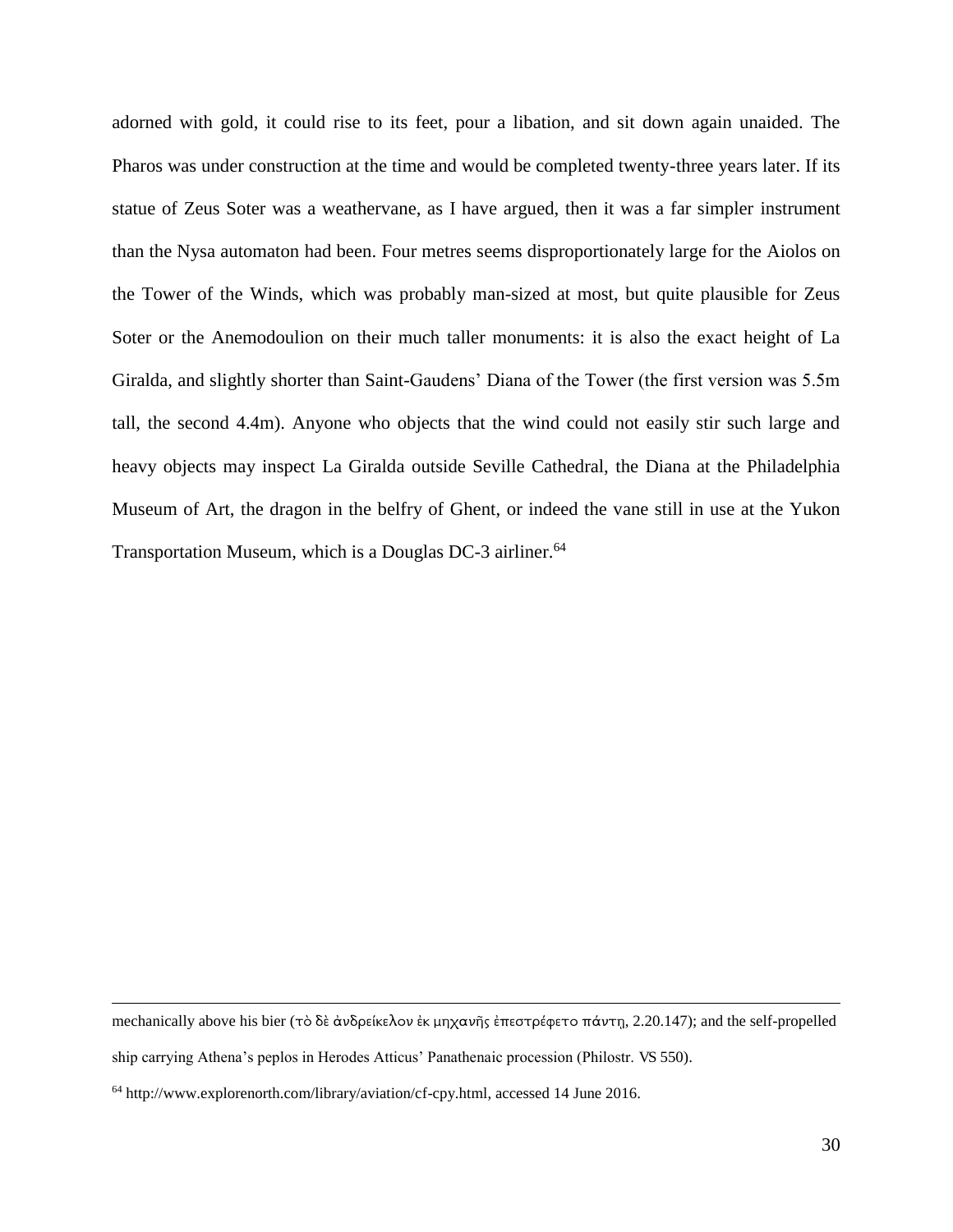adorned with gold, it could rise to its feet, pour a libation, and sit down again unaided. The Pharos was under construction at the time and would be completed twenty-three years later. If its statue of Zeus Soter was a weathervane, as I have argued, then it was a far simpler instrument than the Nysa automaton had been. Four metres seems disproportionately large for the Aiolos on the Tower of the Winds, which was probably man-sized at most, but quite plausible for Zeus Soter or the Anemodoulion on their much taller monuments: it is also the exact height of La Giralda, and slightly shorter than Saint-Gaudens' Diana of the Tower (the first version was 5.5m tall, the second 4.4m). Anyone who objects that the wind could not easily stir such large and heavy objects may inspect La Giralda outside Seville Cathedral, the Diana at the Philadelphia Museum of Art, the dragon in the belfry of Ghent, or indeed the vane still in use at the Yukon Transportation Museum, which is a Douglas DC-3 airliner.[64]

---

mechanically above his bier (τὸ δὲ ἀνδρείκελον ἐκ μηχανῆς ἐπεστρέφετο πάντῃ, 2.20.147); and the self-propelled ship carrying Athena's peplos in Herodes Atticus' Panathenaic procession (Philostr. *VS* 550).

[64] http://www.explorenorth.com/library/aviation/cf-cpy.html, accessed 14 June 2016.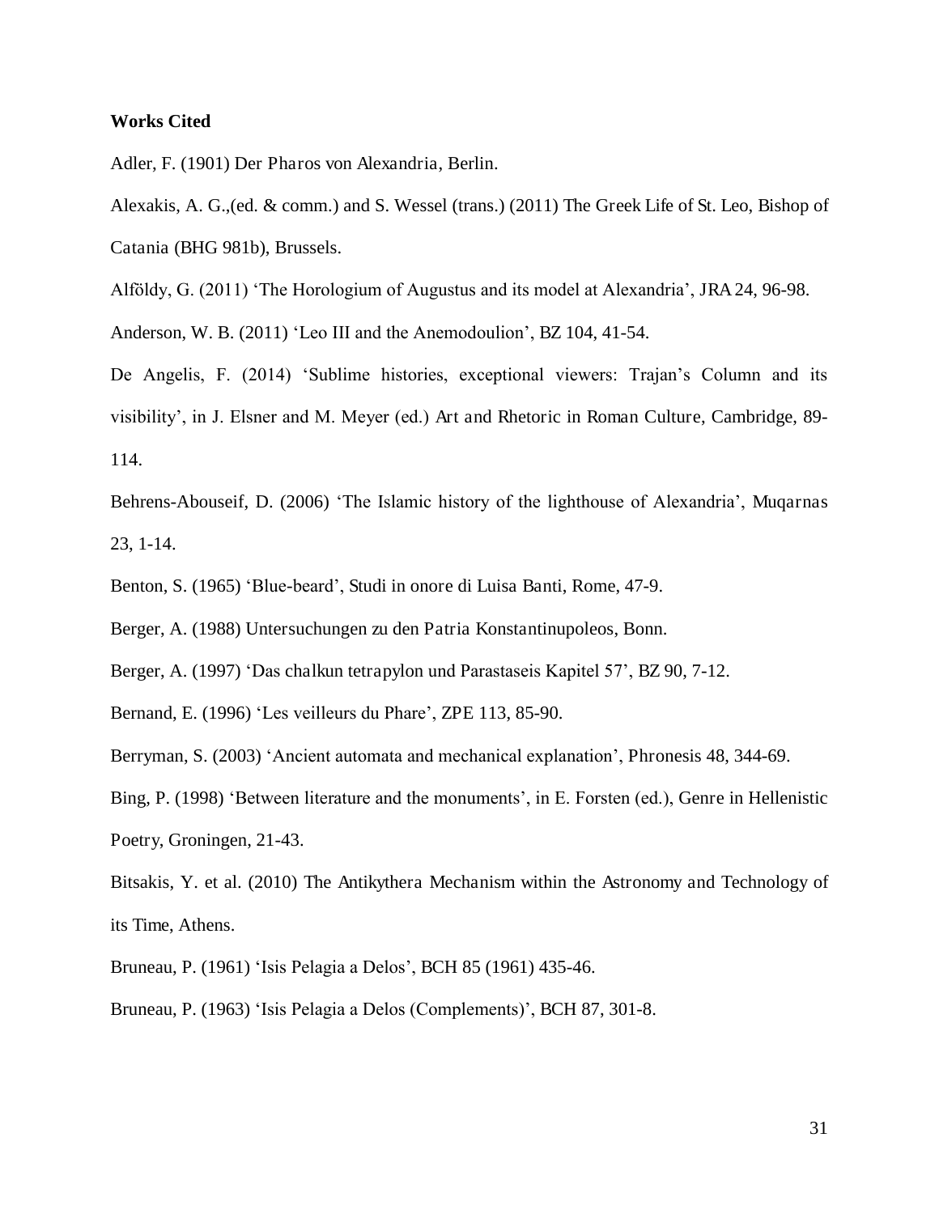**Works Cited**

Adler, F. (1901) Der Pharos von Alexandria, Berlin.

Alexakis, A. G.,(ed. & comm.) and S. Wessel (trans.) (2011) The Greek Life of St. Leo, Bishop of Catania (BHG 981b), Brussels.

Alföldy, G. (2011) 'The Horologium of Augustus and its model at Alexandria', JRA 24, 96-98.

Anderson, W. B. (2011) 'Leo III and the Anemodoulion', BZ 104, 41-54.

De Angelis, F. (2014) 'Sublime histories, exceptional viewers: Trajan's Column and its visibility', in J. Elsner and M. Meyer (ed.) Art and Rhetoric in Roman Culture, Cambridge, 89-114.

Behrens-Abouseif, D. (2006) 'The Islamic history of the lighthouse of Alexandria', Muqarnas 23, 1-14.

Benton, S. (1965) 'Blue-beard', Studi in onore di Luisa Banti, Rome, 47-9.

Berger, A. (1988) Untersuchungen zu den Patria Konstantinupoleos, Bonn.

Berger, A. (1997) 'Das chalkun tetrapylon und Parastaseis Kapitel 57', BZ 90, 7-12.

Bernand, E. (1996) 'Les veilleurs du Phare', ZPE 113, 85-90.

Berryman, S. (2003) 'Ancient automata and mechanical explanation', Phronesis 48, 344-69.

Bing, P. (1998) 'Between literature and the monuments', in E. Forsten (ed.), Genre in Hellenistic Poetry, Groningen, 21-43.

Bitsakis, Y. et al. (2010) The Antikythera Mechanism within the Astronomy and Technology of its Time, Athens.

Bruneau, P. (1961) 'Isis Pelagia a Delos', BCH 85 (1961) 435-46.

Bruneau, P. (1963) 'Isis Pelagia a Delos (Complements)', BCH 87, 301-8.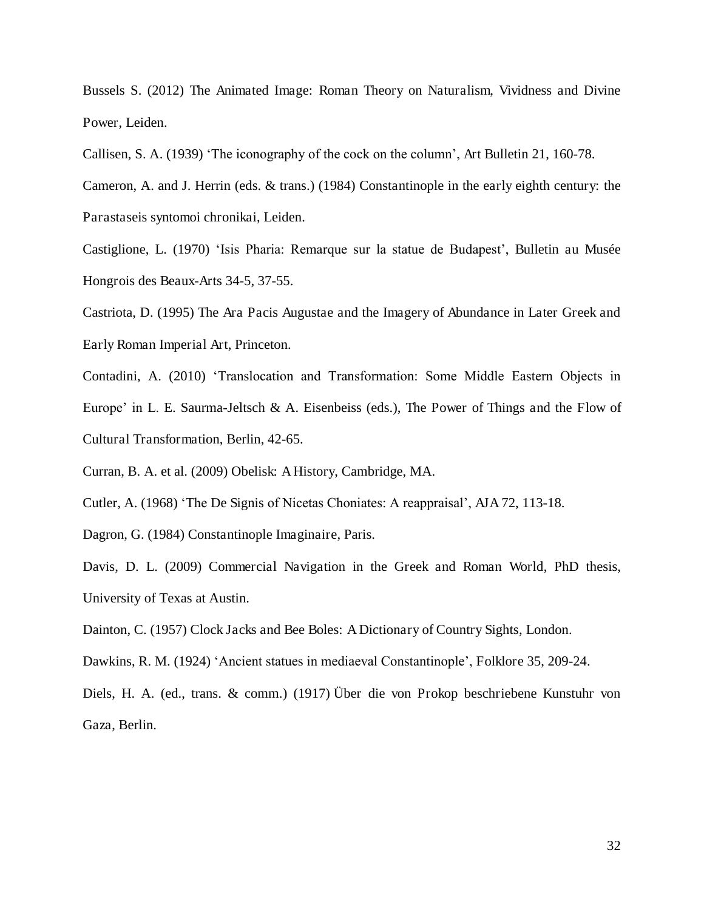Bussels S. (2012) The Animated Image: Roman Theory on Naturalism, Vividness and Divine Power, Leiden.

Callisen, S. A. (1939) 'The iconography of the cock on the column', Art Bulletin 21, 160-78.

Cameron, A. and J. Herrin (eds. & trans.) (1984) Constantinople in the early eighth century: the Parastaseis syntomoi chronikai, Leiden.

Castiglione, L. (1970) 'Isis Pharia: Remarque sur la statue de Budapest', Bulletin au Musée Hongrois des Beaux-Arts 34-5, 37-55.

Castriota, D. (1995) The Ara Pacis Augustae and the Imagery of Abundance in Later Greek and Early Roman Imperial Art, Princeton.

Contadini, A. (2010) 'Translocation and Transformation: Some Middle Eastern Objects in Europe' in L. E. Saurma-Jeltsch & A. Eisenbeiss (eds.), The Power of Things and the Flow of Cultural Transformation, Berlin, 42-65.

Curran, B. A. et al. (2009) Obelisk: A History, Cambridge, MA.

Cutler, A. (1968) 'The De Signis of Nicetas Choniates: A reappraisal', AJA 72, 113-18.

Dagron, G. (1984) Constantinople Imaginaire, Paris.

Davis, D. L. (2009) Commercial Navigation in the Greek and Roman World, PhD thesis, University of Texas at Austin.

Dainton, C. (1957) Clock Jacks and Bee Boles: A Dictionary of Country Sights, London.

Dawkins, R. M. (1924) 'Ancient statues in mediaeval Constantinople', Folklore 35, 209-24.

Diels, H. A. (ed., trans. & comm.) (1917) Über die von Prokop beschriebene Kunstuhr von Gaza, Berlin.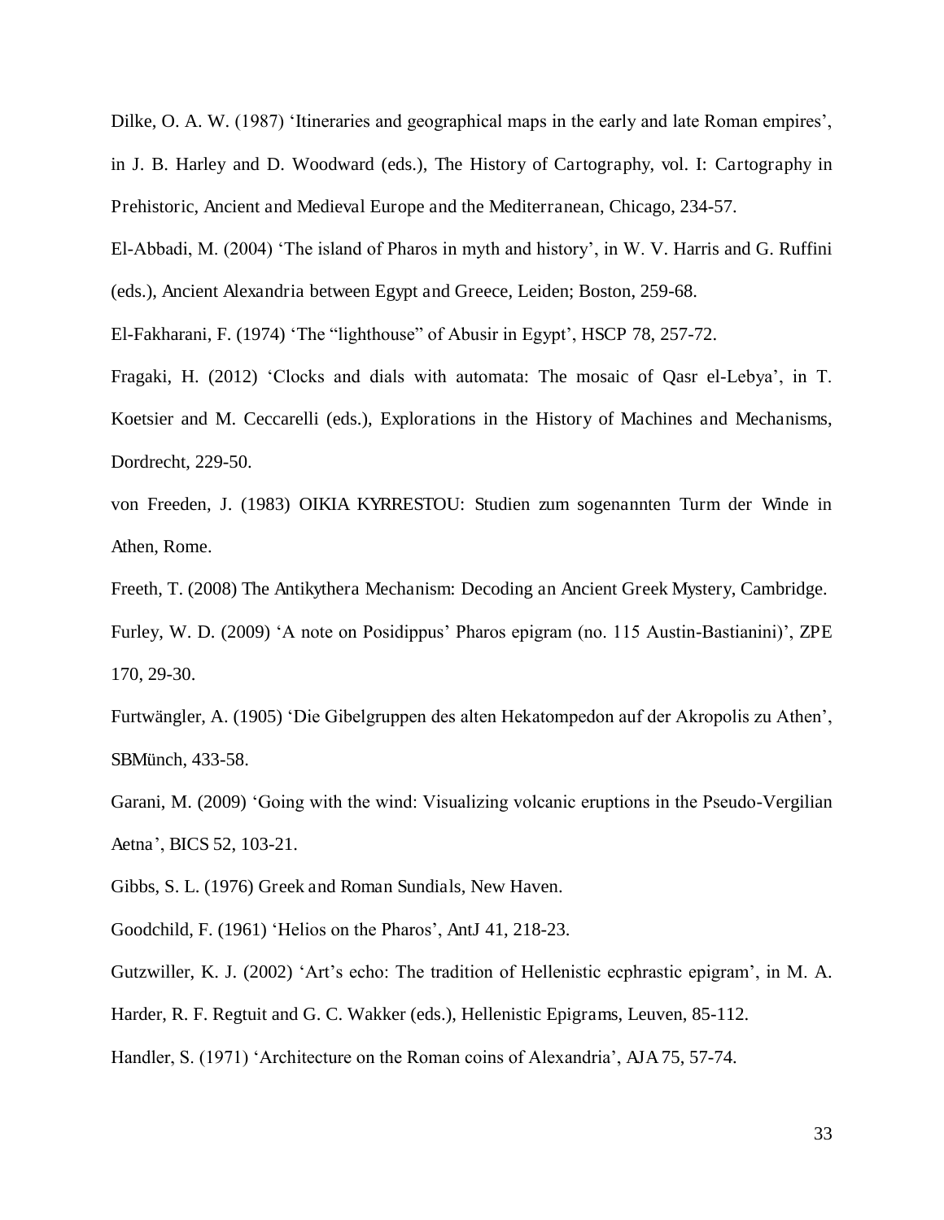Dilke, O. A. W. (1987) ‘Itineraries and geographical maps in the early and late Roman empires’, in J. B. Harley and D. Woodward (eds.), The History of Cartography, vol. I: Cartography in Prehistoric, Ancient and Medieval Europe and the Mediterranean, Chicago, 234-57.

El-Abbadi, M. (2004) ‘The island of Pharos in myth and history’, in W. V. Harris and G. Ruffini (eds.), Ancient Alexandria between Egypt and Greece, Leiden; Boston, 259-68.

El-Fakharani, F. (1974) ‘The “lighthouse” of Abusir in Egypt’, HSCP 78, 257-72.

Fragaki, H. (2012) ‘Clocks and dials with automata: The mosaic of Qasr el-Lebya’, in T. Koetsier and M. Ceccarelli (eds.), Explorations in the History of Machines and Mechanisms, Dordrecht, 229-50.

von Freeden, J. (1983) OIKIA KYRRESTOU: Studien zum sogenannten Turm der Winde in Athen, Rome.

Freeth, T. (2008) The Antikythera Mechanism: Decoding an Ancient Greek Mystery, Cambridge.

Furley, W. D. (2009) ‘A note on Posidippus’ Pharos epigram (no. 115 Austin-Bastianini)’, ZPE 170, 29-30.

Furtwängler, A. (1905) ‘Die Gibelgruppen des alten Hekatompedon auf der Akropolis zu Athen’, SBMünch, 433-58.

Garani, M. (2009) ‘Going with the wind: Visualizing volcanic eruptions in the Pseudo-Vergilian Aetna’, BICS 52, 103-21.

Gibbs, S. L. (1976) Greek and Roman Sundials, New Haven.

Goodchild, F. (1961) ‘Helios on the Pharos’, AntJ 41, 218-23.

Gutzwiller, K. J. (2002) ‘Art’s echo: The tradition of Hellenistic ecphrastic epigram’, in M. A. Harder, R. F. Regtuit and G. C. Wakker (eds.), Hellenistic Epigrams, Leuven, 85-112.

Handler, S. (1971) ‘Architecture on the Roman coins of Alexandria’, AJA 75, 57-74.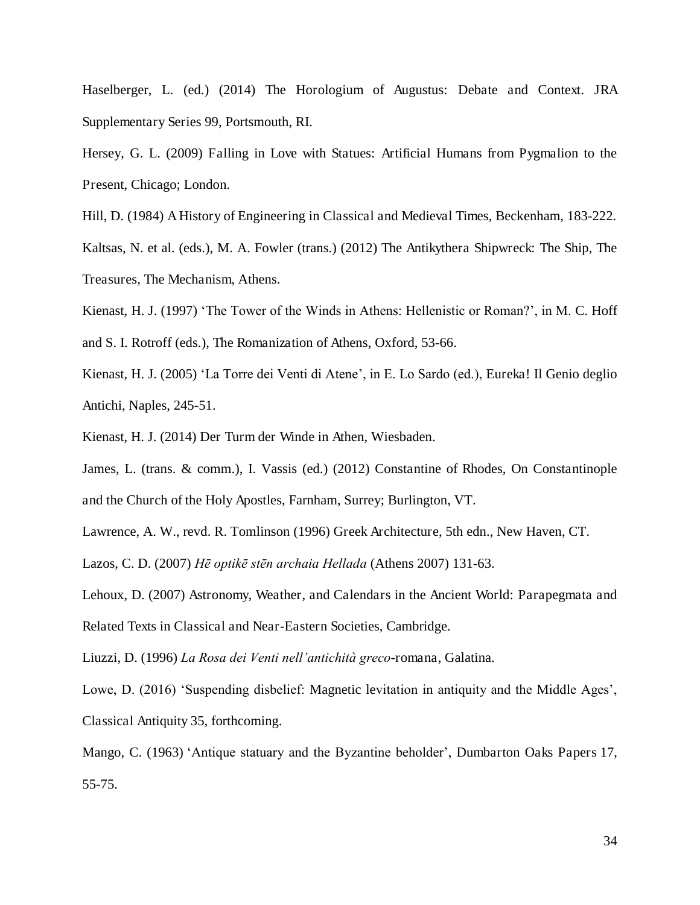Haselberger, L. (ed.) (2014) The Horologium of Augustus: Debate and Context. JRA Supplementary Series 99, Portsmouth, RI.

Hersey, G. L. (2009) Falling in Love with Statues: Artificial Humans from Pygmalion to the Present, Chicago; London.

Hill, D. (1984) A History of Engineering in Classical and Medieval Times, Beckenham, 183-222.

Kaltsas, N. et al. (eds.), M. A. Fowler (trans.) (2012) The Antikythera Shipwreck: The Ship, The Treasures, The Mechanism, Athens.

Kienast, H. J. (1997) 'The Tower of the Winds in Athens: Hellenistic or Roman?', in M. C. Hoff and S. I. Rotroff (eds.), The Romanization of Athens, Oxford, 53-66.

Kienast, H. J. (2005) 'La Torre dei Venti di Atene', in E. Lo Sardo (ed.), Eureka! Il Genio deglio Antichi, Naples, 245-51.

Kienast, H. J. (2014) Der Turm der Winde in Athen, Wiesbaden.

James, L. (trans. & comm.), I. Vassis (ed.) (2012) Constantine of Rhodes, On Constantinople and the Church of the Holy Apostles, Farnham, Surrey; Burlington, VT.

Lawrence, A. W., revd. R. Tomlinson (1996) Greek Architecture, 5th edn., New Haven, CT.

Lazos, C. D. (2007) *Hē optikē stēn archaia Hellada* (Athens 2007) 131-63.

Lehoux, D. (2007) Astronomy, Weather, and Calendars in the Ancient World: Parapegmata and Related Texts in Classical and Near-Eastern Societies, Cambridge.

Liuzzi, D. (1996) *La Rosa dei Venti nell'antichità greco*-romana, Galatina.

Lowe, D. (2016) 'Suspending disbelief: Magnetic levitation in antiquity and the Middle Ages', Classical Antiquity 35, forthcoming.

Mango, C. (1963) 'Antique statuary and the Byzantine beholder', Dumbarton Oaks Papers 17, 55-75.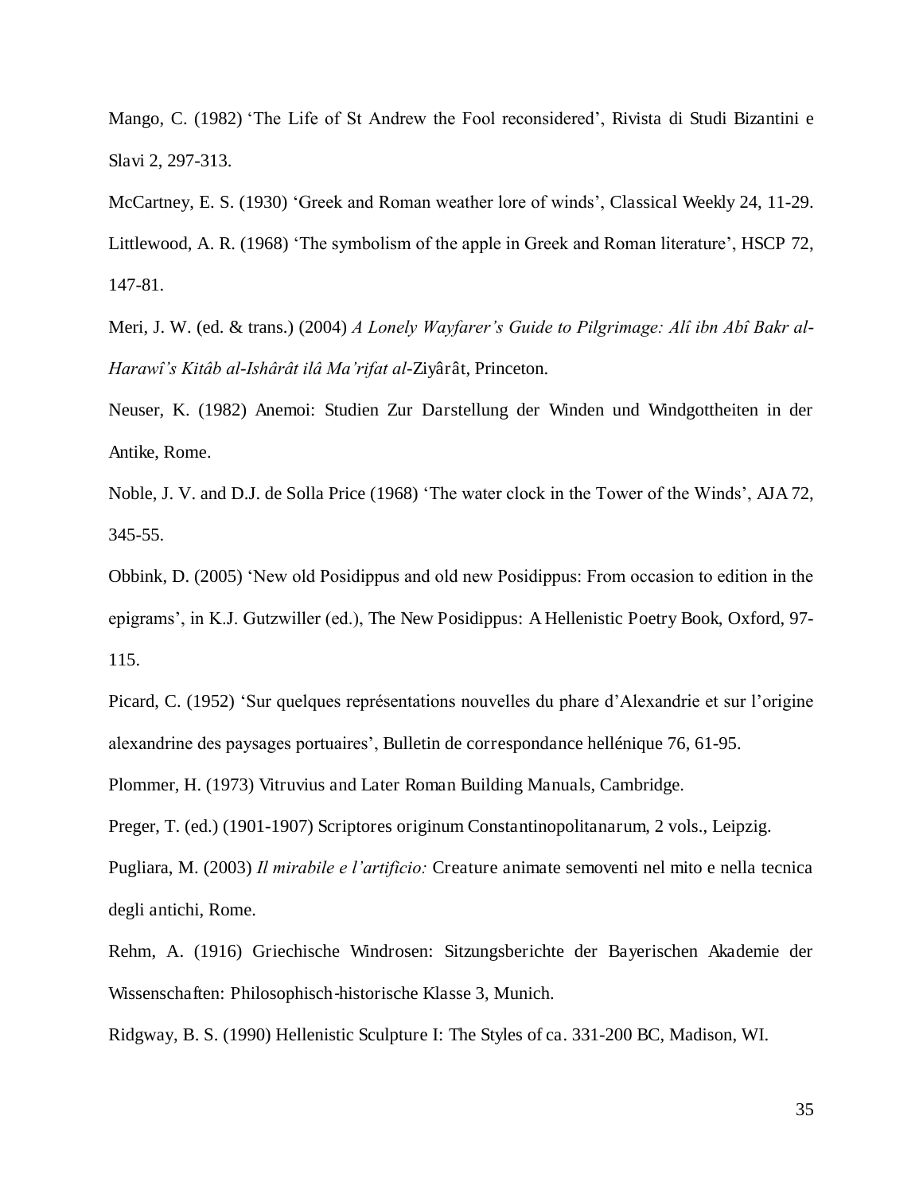Mango, C. (1982) 'The Life of St Andrew the Fool reconsidered', Rivista di Studi Bizantini e Slavi 2, 297-313.

McCartney, E. S. (1930) 'Greek and Roman weather lore of winds', Classical Weekly 24, 11-29.

Littlewood, A. R. (1968) 'The symbolism of the apple in Greek and Roman literature', HSCP 72, 147-81.

Meri, J. W. (ed. & trans.) (2004) *A Lonely Wayfarer's Guide to Pilgrimage: Alî ibn Abî Bakr al-Harawî's Kitâb al-Ishârât ilâ Ma'rifat al-*Ziyârât, Princeton.

Neuser, K. (1982) Anemoi: Studien Zur Darstellung der Winden und Windgottheiten in der Antike, Rome.

Noble, J. V. and D.J. de Solla Price (1968) 'The water clock in the Tower of the Winds', AJA 72, 345-55.

Obbink, D. (2005) 'New old Posidippus and old new Posidippus: From occasion to edition in the epigrams', in K.J. Gutzwiller (ed.), The New Posidippus: A Hellenistic Poetry Book, Oxford, 97-115.

Picard, C. (1952) 'Sur quelques représentations nouvelles du phare d'Alexandrie et sur l'origine alexandrine des paysages portuaires', Bulletin de correspondance hellénique 76, 61-95.

Plommer, H. (1973) Vitruvius and Later Roman Building Manuals, Cambridge.

Preger, T. (ed.) (1901-1907) Scriptores originum Constantinopolitanarum, 2 vols., Leipzig.

Pugliara, M. (2003) *Il mirabile e l'artificio:* Creature animate semoventi nel mito e nella tecnica degli antichi, Rome.

Rehm, A. (1916) Griechische Windrosen: Sitzungsberichte der Bayerischen Akademie der Wissenschaften: Philosophisch-historische Klasse 3, Munich.

Ridgway, B. S. (1990) Hellenistic Sculpture I: The Styles of ca. 331-200 BC, Madison, WI.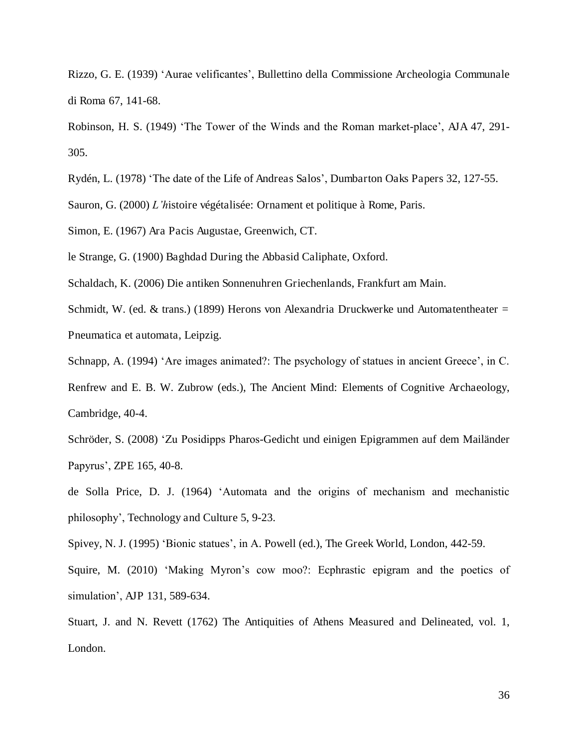Rizzo, G. E. (1939) 'Aurae velificantes', Bullettino della Commissione Archeologia Communale di Roma 67, 141-68.

Robinson, H. S. (1949) 'The Tower of the Winds and the Roman market-place', AJA 47, 291-305.

Rydén, L. (1978) 'The date of the Life of Andreas Salos', Dumbarton Oaks Papers 32, 127-55.

Sauron, G. (2000) *L'h*istoire végétalisée: Ornament et politique à Rome, Paris.

Simon, E. (1967) Ara Pacis Augustae, Greenwich, CT.

le Strange, G. (1900) Baghdad During the Abbasid Caliphate, Oxford.

Schaldach, K. (2006) Die antiken Sonnenuhren Griechenlands, Frankfurt am Main.

Schmidt, W. (ed. & trans.) (1899) Herons von Alexandria Druckwerke und Automatentheater = Pneumatica et automata, Leipzig.

Schnapp, A. (1994) 'Are images animated?: The psychology of statues in ancient Greece', in C. Renfrew and E. B. W. Zubrow (eds.), The Ancient Mind: Elements of Cognitive Archaeology, Cambridge, 40-4.

Schröder, S. (2008) 'Zu Posidipps Pharos-Gedicht und einigen Epigrammen auf dem Mailänder Papyrus', ZPE 165, 40-8.

de Solla Price, D. J. (1964) 'Automata and the origins of mechanism and mechanistic philosophy', Technology and Culture 5, 9-23.

Spivey, N. J. (1995) 'Bionic statues', in A. Powell (ed.), The Greek World, London, 442-59.

Squire, M. (2010) 'Making Myron's cow moo?: Ecphrastic epigram and the poetics of simulation', AJP 131, 589-634.

Stuart, J. and N. Revett (1762) The Antiquities of Athens Measured and Delineated, vol. 1, London.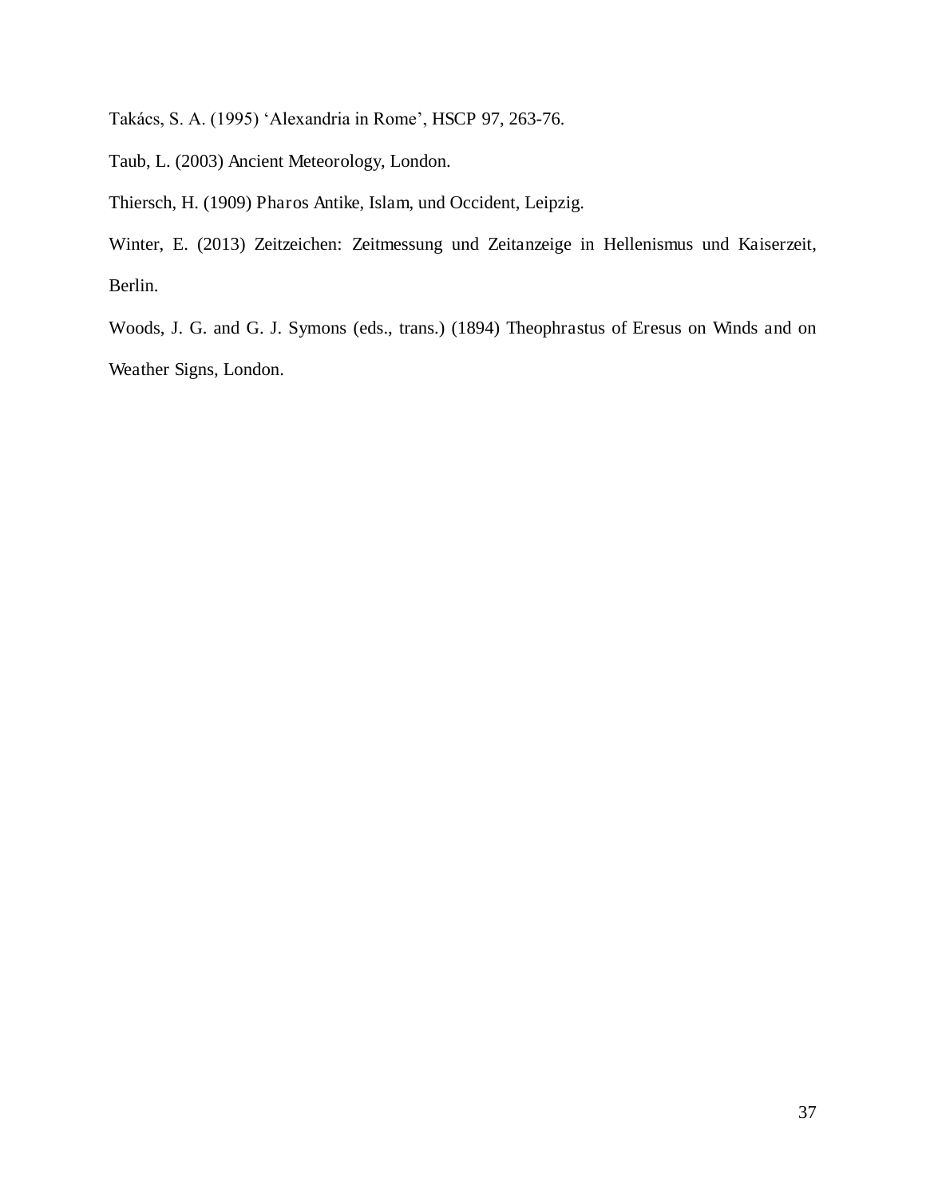Takács, S. A. (1995) 'Alexandria in Rome', HSCP 97, 263-76.

Taub, L. (2003) Ancient Meteorology, London.

Thiersch, H. (1909) Pharos Antike, Islam, und Occident, Leipzig.

Winter, E. (2013) Zeitzeichen: Zeitmessung und Zeitanzeige in Hellenismus und Kaiserzeit, Berlin.

Woods, J. G. and G. J. Symons (eds., trans.) (1894) Theophrastus of Eresus on Winds and on Weather Signs, London.